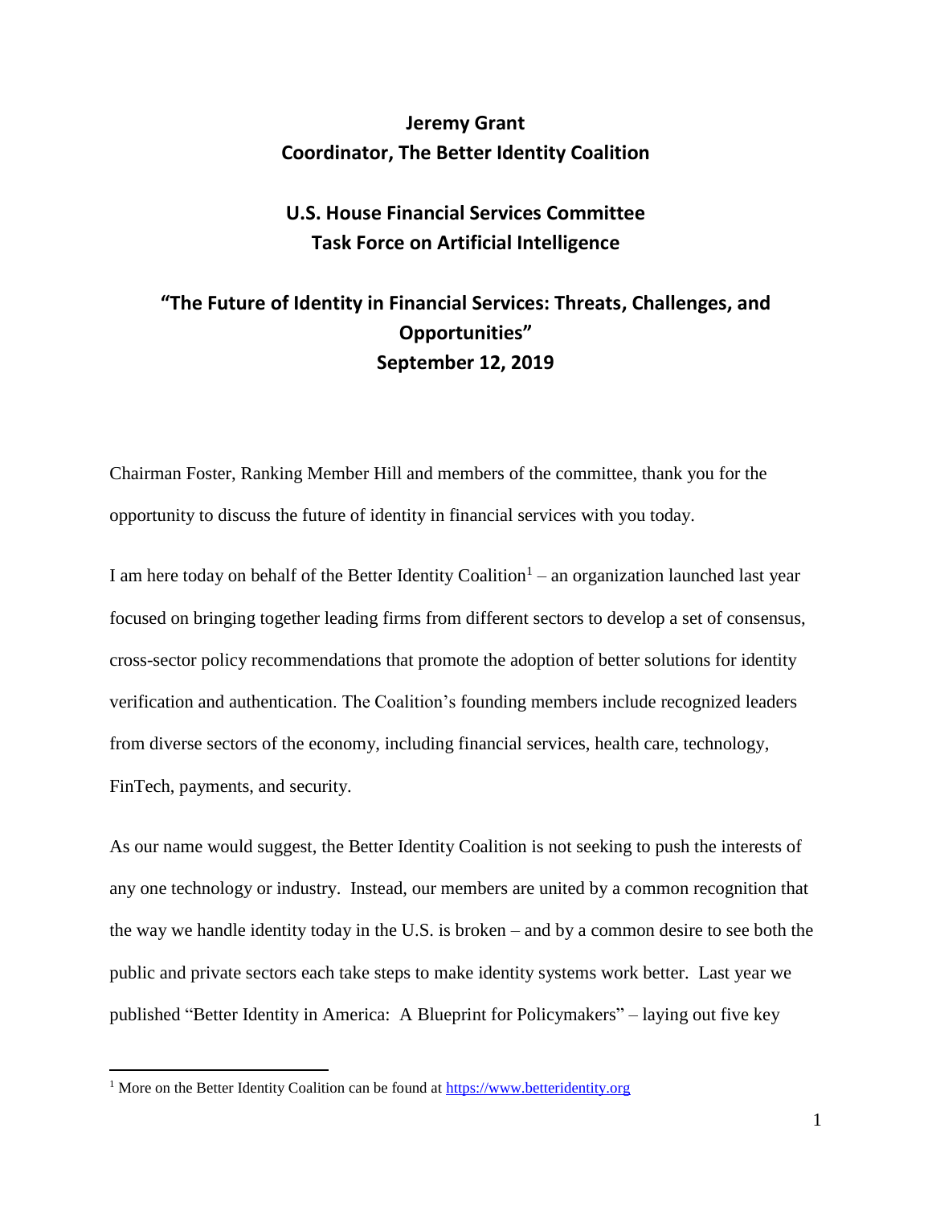**Jeremy Grant**
**Coordinator, The Better Identity Coalition**

**U.S. House Financial Services Committee**
**Task Force on Artificial Intelligence**

# "The Future of Identity in Financial Services: Threats, Challenges, and Opportunities"

**September 12, 2019**

Chairman Foster, Ranking Member Hill and members of the committee, thank you for the opportunity to discuss the future of identity in financial services with you today.

I am here today on behalf of the Better Identity Coalition[1] – an organization launched last year focused on bringing together leading firms from different sectors to develop a set of consensus, cross-sector policy recommendations that promote the adoption of better solutions for identity verification and authentication. The Coalition's founding members include recognized leaders from diverse sectors of the economy, including financial services, health care, technology, FinTech, payments, and security.

As our name would suggest, the Better Identity Coalition is not seeking to push the interests of any one technology or industry. Instead, our members are united by a common recognition that the way we handle identity today in the U.S. is broken – and by a common desire to see both the public and private sectors each take steps to make identity systems work better. Last year we published "Better Identity in America: A Blueprint for Policymakers" – laying out five key

---

[1] More on the Better Identity Coalition can be found at https://www.betteridentity.org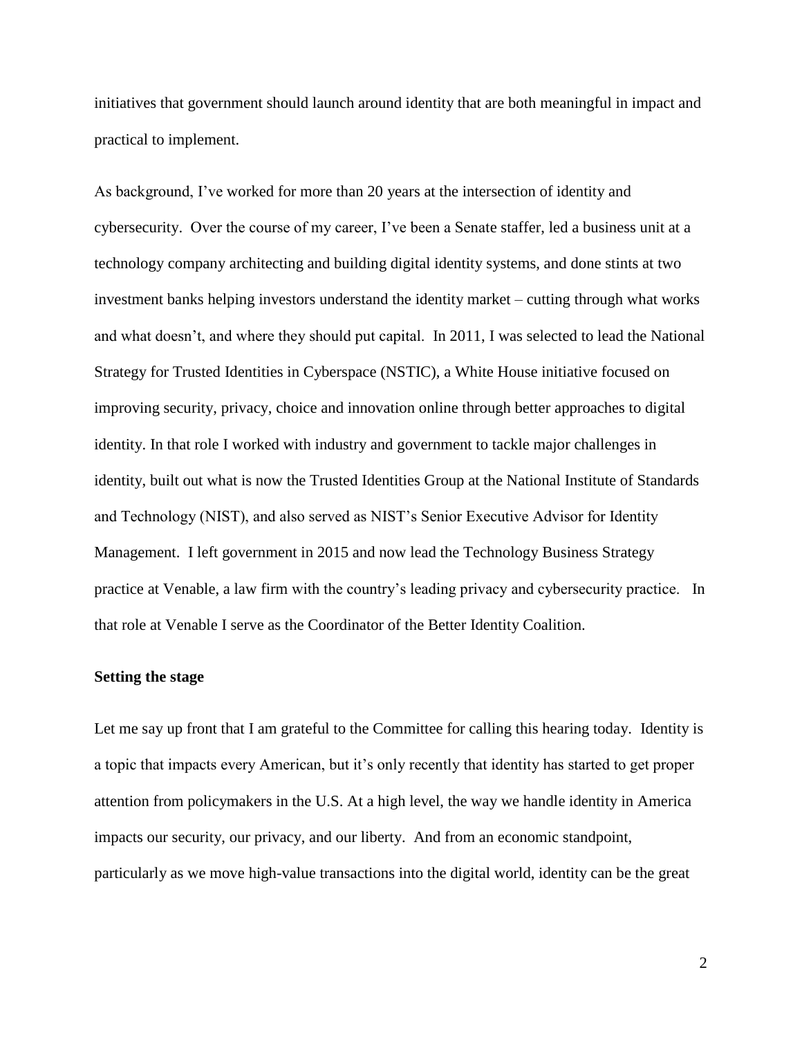initiatives that government should launch around identity that are both meaningful in impact and practical to implement.

As background, I've worked for more than 20 years at the intersection of identity and cybersecurity. Over the course of my career, I've been a Senate staffer, led a business unit at a technology company architecting and building digital identity systems, and done stints at two investment banks helping investors understand the identity market – cutting through what works and what doesn't, and where they should put capital. In 2011, I was selected to lead the National Strategy for Trusted Identities in Cyberspace (NSTIC), a White House initiative focused on improving security, privacy, choice and innovation online through better approaches to digital identity. In that role I worked with industry and government to tackle major challenges in identity, built out what is now the Trusted Identities Group at the National Institute of Standards and Technology (NIST), and also served as NIST's Senior Executive Advisor for Identity Management. I left government in 2015 and now lead the Technology Business Strategy practice at Venable, a law firm with the country's leading privacy and cybersecurity practice. In that role at Venable I serve as the Coordinator of the Better Identity Coalition.

**Setting the stage**

Let me say up front that I am grateful to the Committee for calling this hearing today. Identity is a topic that impacts every American, but it's only recently that identity has started to get proper attention from policymakers in the U.S. At a high level, the way we handle identity in America impacts our security, our privacy, and our liberty. And from an economic standpoint, particularly as we move high-value transactions into the digital world, identity can be the great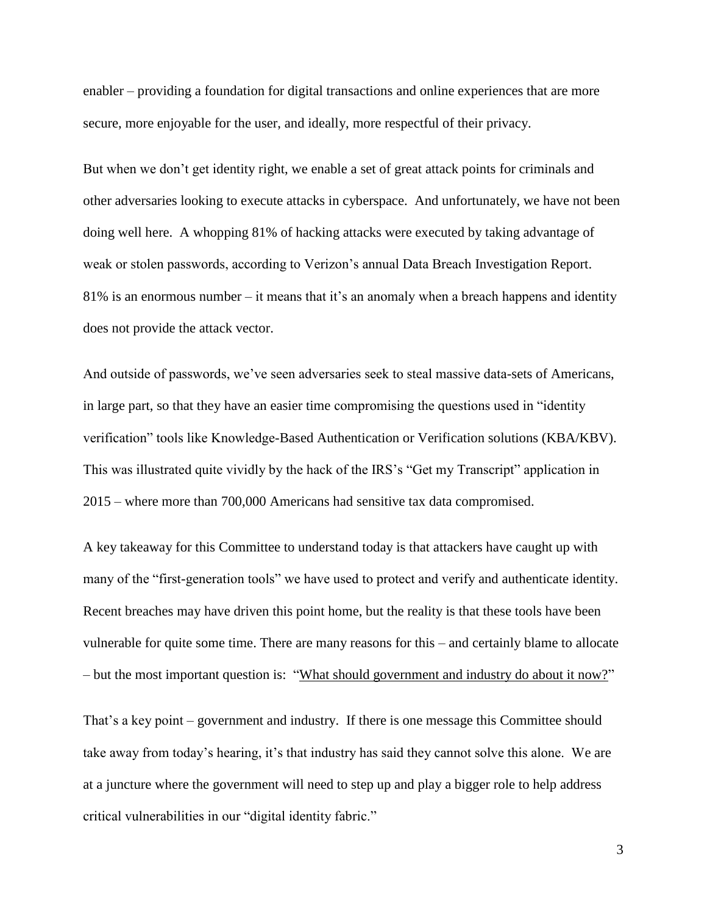enabler – providing a foundation for digital transactions and online experiences that are more secure, more enjoyable for the user, and ideally, more respectful of their privacy.

But when we don't get identity right, we enable a set of great attack points for criminals and other adversaries looking to execute attacks in cyberspace. And unfortunately, we have not been doing well here. A whopping 81% of hacking attacks were executed by taking advantage of weak or stolen passwords, according to Verizon's annual Data Breach Investigation Report. 81% is an enormous number – it means that it's an anomaly when a breach happens and identity does not provide the attack vector.

And outside of passwords, we've seen adversaries seek to steal massive data-sets of Americans, in large part, so that they have an easier time compromising the questions used in "identity verification" tools like Knowledge-Based Authentication or Verification solutions (KBA/KBV). This was illustrated quite vividly by the hack of the IRS's "Get my Transcript" application in 2015 – where more than 700,000 Americans had sensitive tax data compromised.

A key takeaway for this Committee to understand today is that attackers have caught up with many of the "first-generation tools" we have used to protect and verify and authenticate identity. Recent breaches may have driven this point home, but the reality is that these tools have been vulnerable for quite some time. There are many reasons for this – and certainly blame to allocate – but the most important question is: "<u>What should government and industry do about it now?</u>"

That's a key point – government and industry. If there is one message this Committee should take away from today's hearing, it's that industry has said they cannot solve this alone. We are at a juncture where the government will need to step up and play a bigger role to help address critical vulnerabilities in our "digital identity fabric."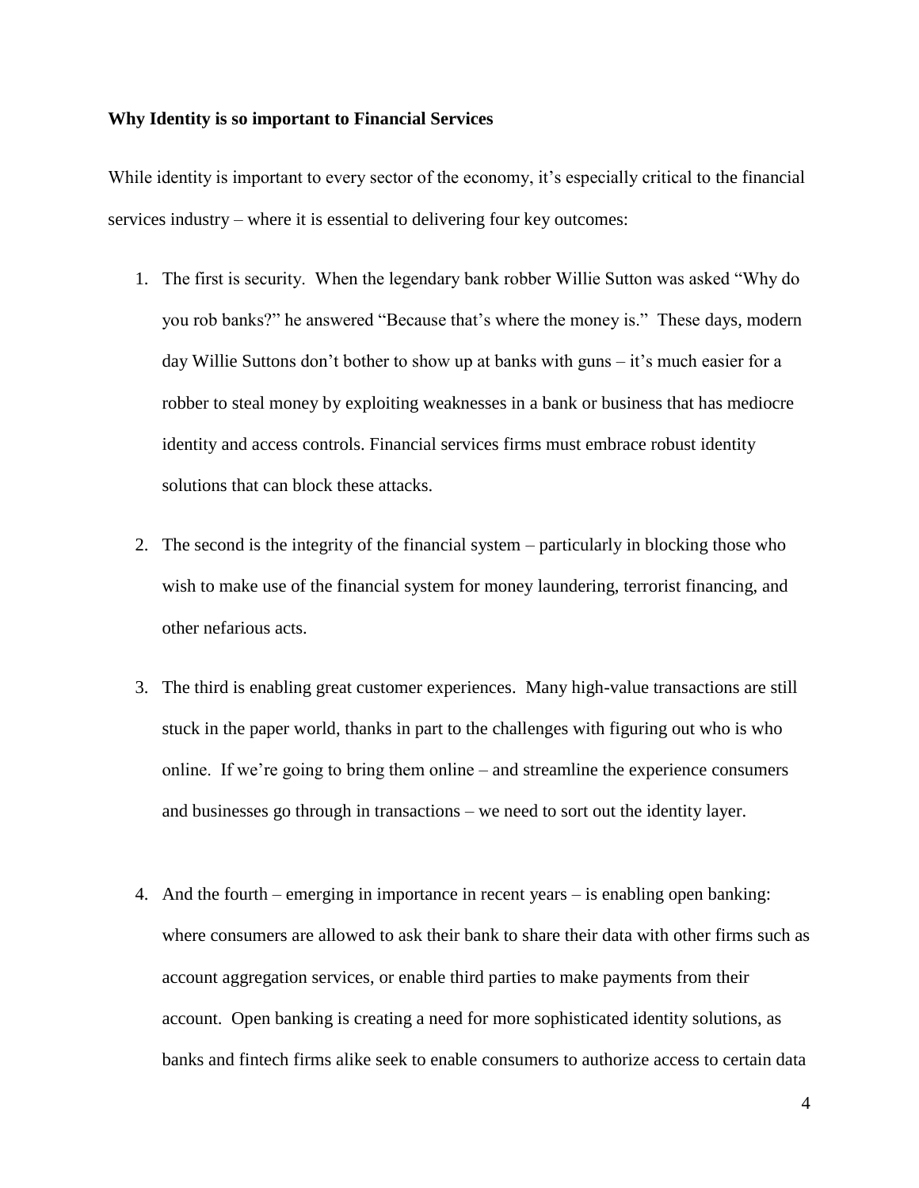**Why Identity is so important to Financial Services**

While identity is important to every sector of the economy, it's especially critical to the financial services industry – where it is essential to delivering four key outcomes:

1. The first is security. When the legendary bank robber Willie Sutton was asked "Why do you rob banks?" he answered "Because that's where the money is." These days, modern day Willie Suttons don't bother to show up at banks with guns – it's much easier for a robber to steal money by exploiting weaknesses in a bank or business that has mediocre identity and access controls. Financial services firms must embrace robust identity solutions that can block these attacks.

2. The second is the integrity of the financial system – particularly in blocking those who wish to make use of the financial system for money laundering, terrorist financing, and other nefarious acts.

3. The third is enabling great customer experiences. Many high-value transactions are still stuck in the paper world, thanks in part to the challenges with figuring out who is who online. If we're going to bring them online – and streamline the experience consumers and businesses go through in transactions – we need to sort out the identity layer.

4. And the fourth – emerging in importance in recent years – is enabling open banking: where consumers are allowed to ask their bank to share their data with other firms such as account aggregation services, or enable third parties to make payments from their account. Open banking is creating a need for more sophisticated identity solutions, as banks and fintech firms alike seek to enable consumers to authorize access to certain data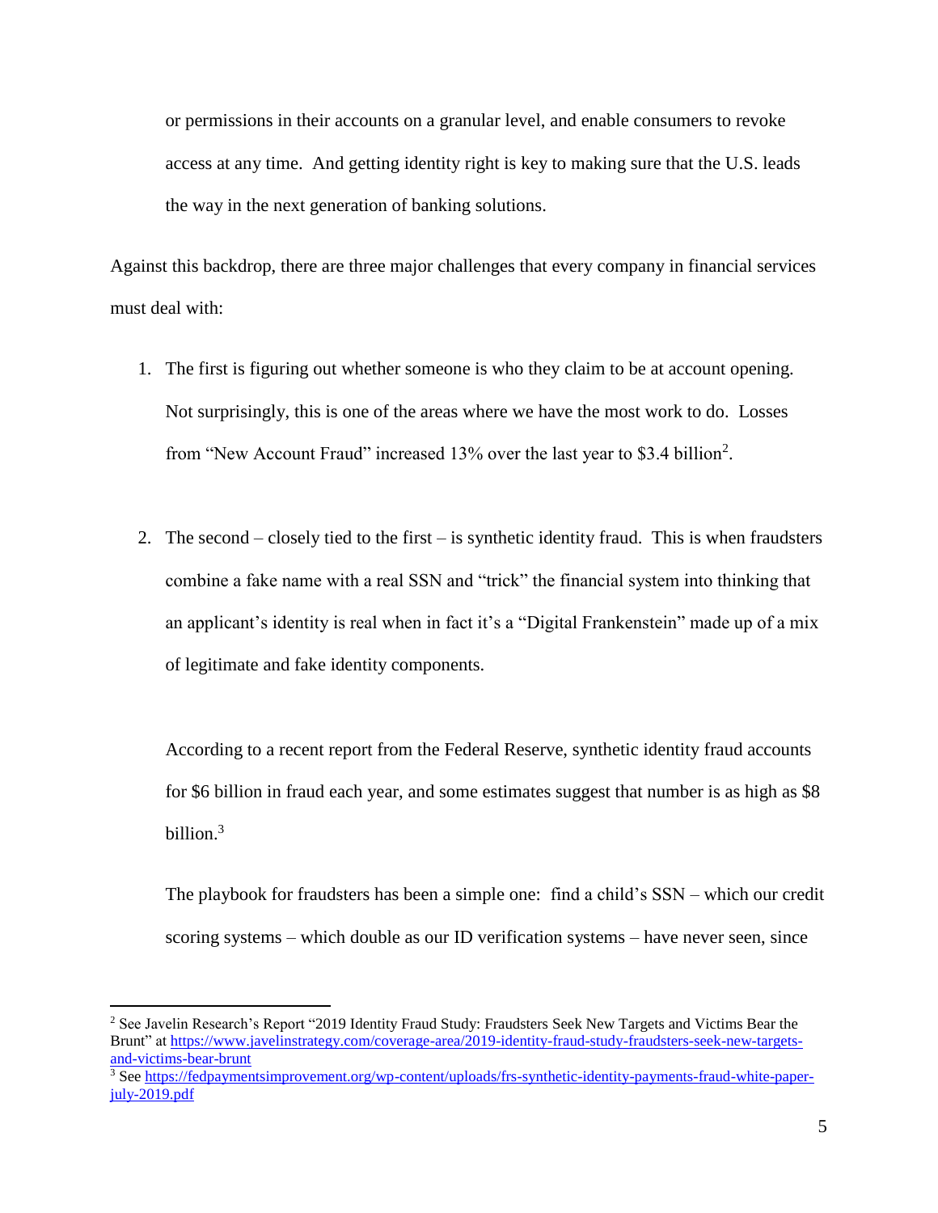or permissions in their accounts on a granular level, and enable consumers to revoke access at any time. And getting identity right is key to making sure that the U.S. leads the way in the next generation of banking solutions.

Against this backdrop, there are three major challenges that every company in financial services must deal with:

1. The first is figuring out whether someone is who they claim to be at account opening. Not surprisingly, this is one of the areas where we have the most work to do. Losses from "New Account Fraud" increased 13% over the last year to $3.4 billion[2].

2. The second – closely tied to the first – is synthetic identity fraud. This is when fraudsters combine a fake name with a real SSN and "trick" the financial system into thinking that an applicant's identity is real when in fact it's a "Digital Frankenstein" made up of a mix of legitimate and fake identity components.

   According to a recent report from the Federal Reserve, synthetic identity fraud accounts for $6 billion in fraud each year, and some estimates suggest that number is as high as $8 billion.[3]

   The playbook for fraudsters has been a simple one: find a child's SSN – which our credit scoring systems – which double as our ID verification systems – have never seen, since

---

[2] See Javelin Research's Report "2019 Identity Fraud Study: Fraudsters Seek New Targets and Victims Bear the Brunt" at https://www.javelinstrategy.com/coverage-area/2019-identity-fraud-study-fraudsters-seek-new-targets-and-victims-bear-brunt

[3] See https://fedpaymentsimprovement.org/wp-content/uploads/frs-synthetic-identity-payments-fraud-white-paper-july-2019.pdf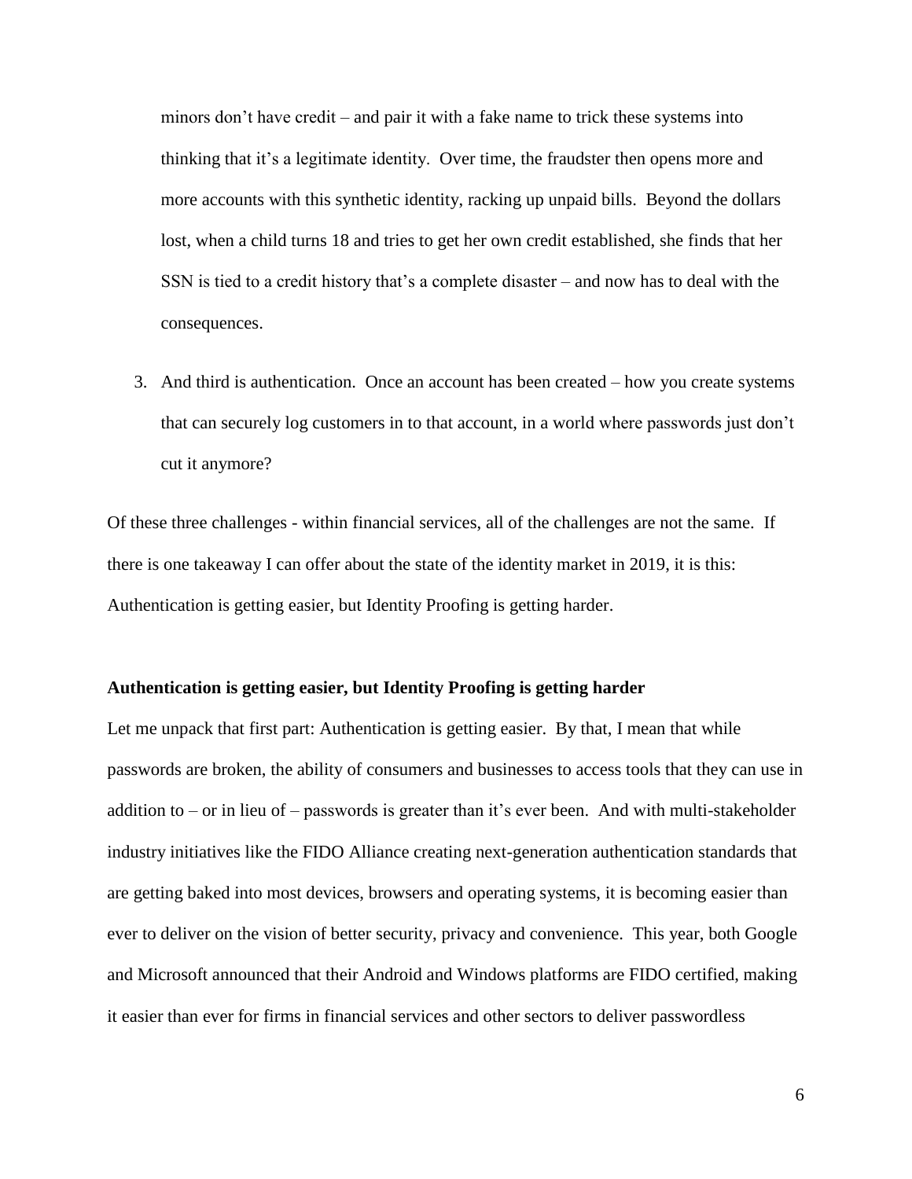minors don't have credit – and pair it with a fake name to trick these systems into thinking that it's a legitimate identity. Over time, the fraudster then opens more and more accounts with this synthetic identity, racking up unpaid bills. Beyond the dollars lost, when a child turns 18 and tries to get her own credit established, she finds that her SSN is tied to a credit history that's a complete disaster – and now has to deal with the consequences.

3. And third is authentication. Once an account has been created – how you create systems that can securely log customers in to that account, in a world where passwords just don't cut it anymore?

Of these three challenges - within financial services, all of the challenges are not the same. If there is one takeaway I can offer about the state of the identity market in 2019, it is this: Authentication is getting easier, but Identity Proofing is getting harder.

**Authentication is getting easier, but Identity Proofing is getting harder**

Let me unpack that first part: Authentication is getting easier. By that, I mean that while passwords are broken, the ability of consumers and businesses to access tools that they can use in addition to – or in lieu of – passwords is greater than it's ever been. And with multi-stakeholder industry initiatives like the FIDO Alliance creating next-generation authentication standards that are getting baked into most devices, browsers and operating systems, it is becoming easier than ever to deliver on the vision of better security, privacy and convenience. This year, both Google and Microsoft announced that their Android and Windows platforms are FIDO certified, making it easier than ever for firms in financial services and other sectors to deliver passwordless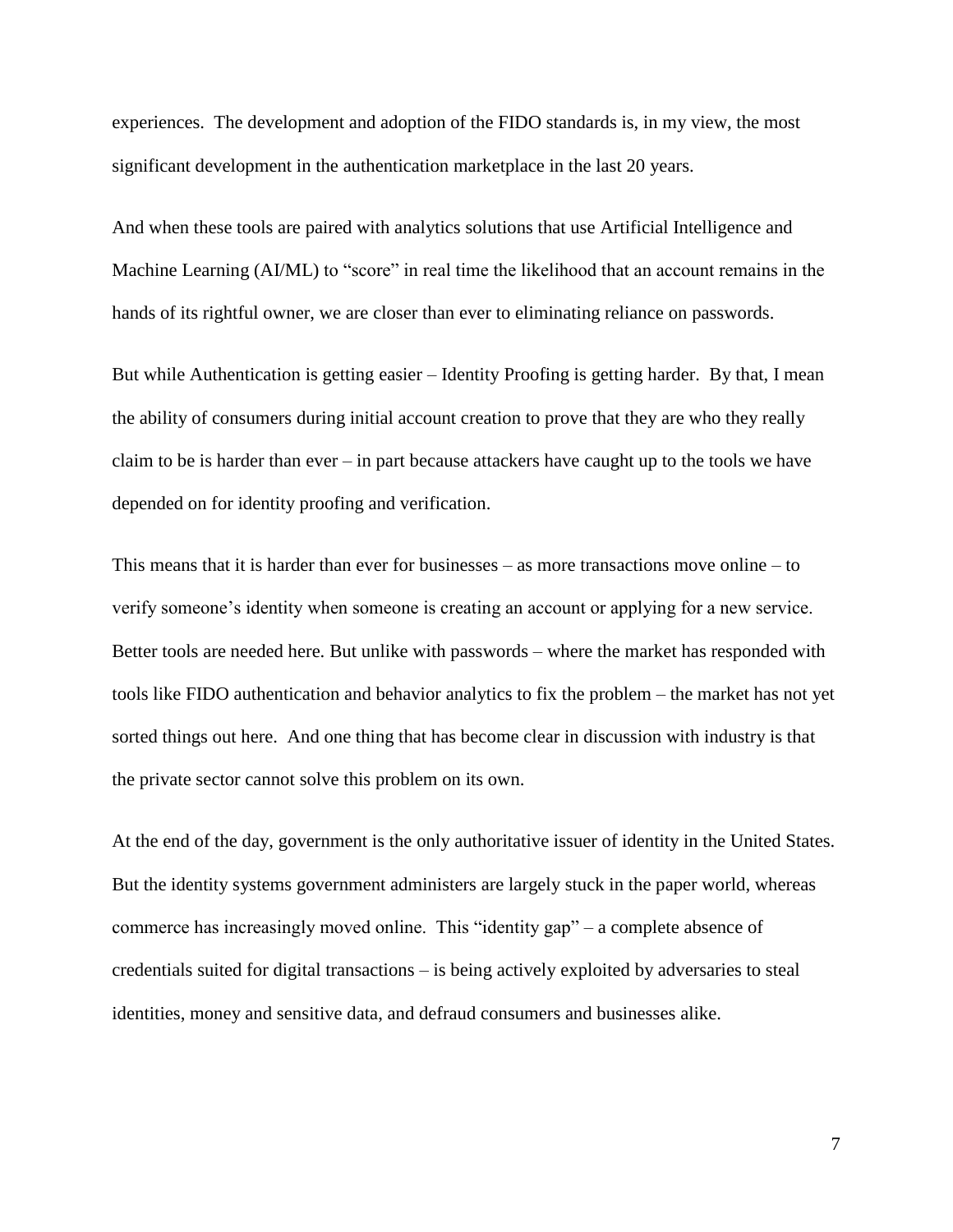experiences. The development and adoption of the FIDO standards is, in my view, the most significant development in the authentication marketplace in the last 20 years.

And when these tools are paired with analytics solutions that use Artificial Intelligence and Machine Learning (AI/ML) to "score" in real time the likelihood that an account remains in the hands of its rightful owner, we are closer than ever to eliminating reliance on passwords.

But while Authentication is getting easier – Identity Proofing is getting harder. By that, I mean the ability of consumers during initial account creation to prove that they are who they really claim to be is harder than ever – in part because attackers have caught up to the tools we have depended on for identity proofing and verification.

This means that it is harder than ever for businesses – as more transactions move online – to verify someone's identity when someone is creating an account or applying for a new service. Better tools are needed here. But unlike with passwords – where the market has responded with tools like FIDO authentication and behavior analytics to fix the problem – the market has not yet sorted things out here. And one thing that has become clear in discussion with industry is that the private sector cannot solve this problem on its own.

At the end of the day, government is the only authoritative issuer of identity in the United States. But the identity systems government administers are largely stuck in the paper world, whereas commerce has increasingly moved online. This "identity gap" – a complete absence of credentials suited for digital transactions – is being actively exploited by adversaries to steal identities, money and sensitive data, and defraud consumers and businesses alike.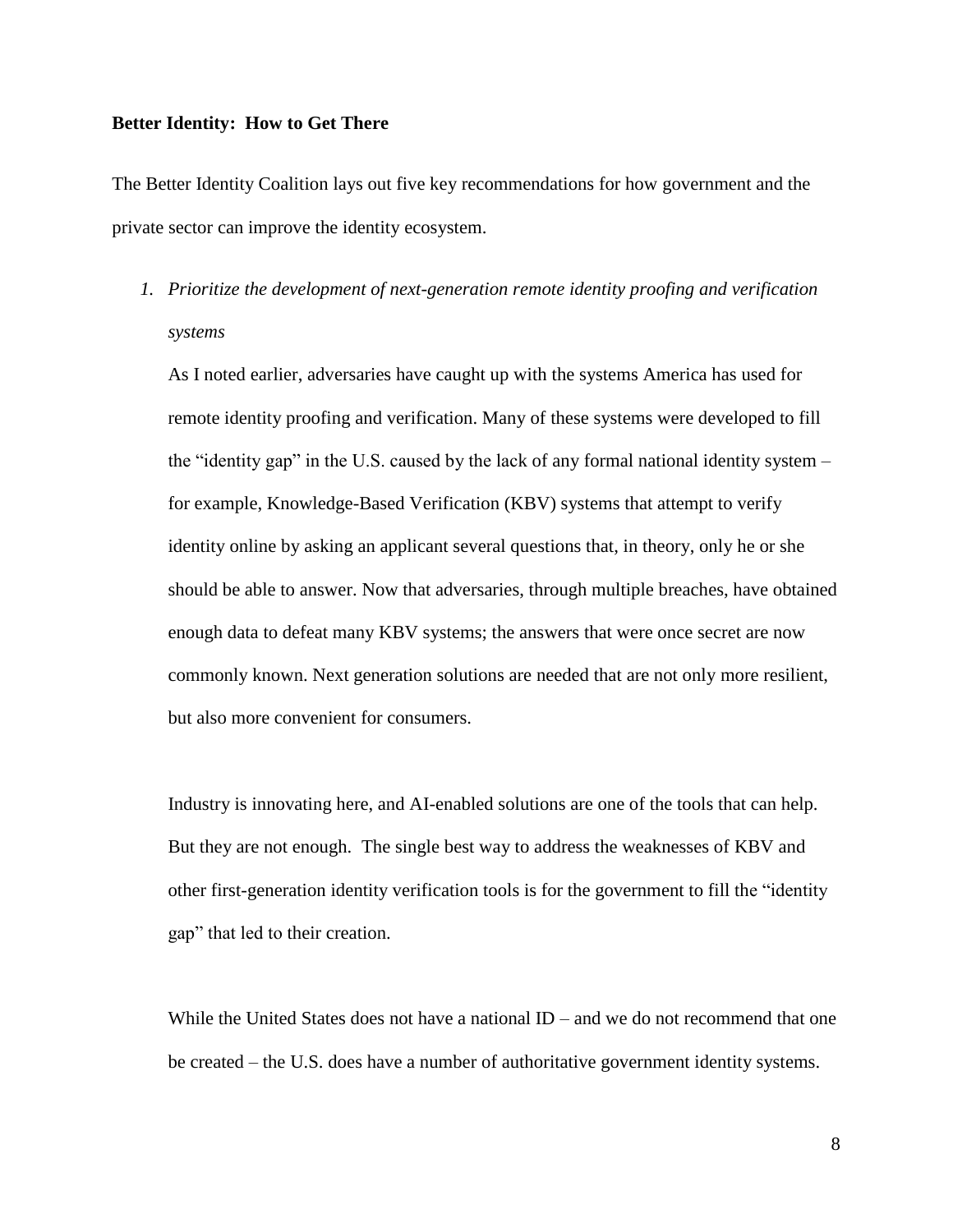**Better Identity: How to Get There**

The Better Identity Coalition lays out five key recommendations for how government and the private sector can improve the identity ecosystem.

1. *Prioritize the development of next-generation remote identity proofing and verification systems*

   As I noted earlier, adversaries have caught up with the systems America has used for remote identity proofing and verification. Many of these systems were developed to fill the "identity gap" in the U.S. caused by the lack of any formal national identity system – for example, Knowledge-Based Verification (KBV) systems that attempt to verify identity online by asking an applicant several questions that, in theory, only he or she should be able to answer. Now that adversaries, through multiple breaches, have obtained enough data to defeat many KBV systems; the answers that were once secret are now commonly known. Next generation solutions are needed that are not only more resilient, but also more convenient for consumers.

   Industry is innovating here, and AI-enabled solutions are one of the tools that can help. But they are not enough. The single best way to address the weaknesses of KBV and other first-generation identity verification tools is for the government to fill the "identity gap" that led to their creation.

   While the United States does not have a national ID – and we do not recommend that one be created – the U.S. does have a number of authoritative government identity systems.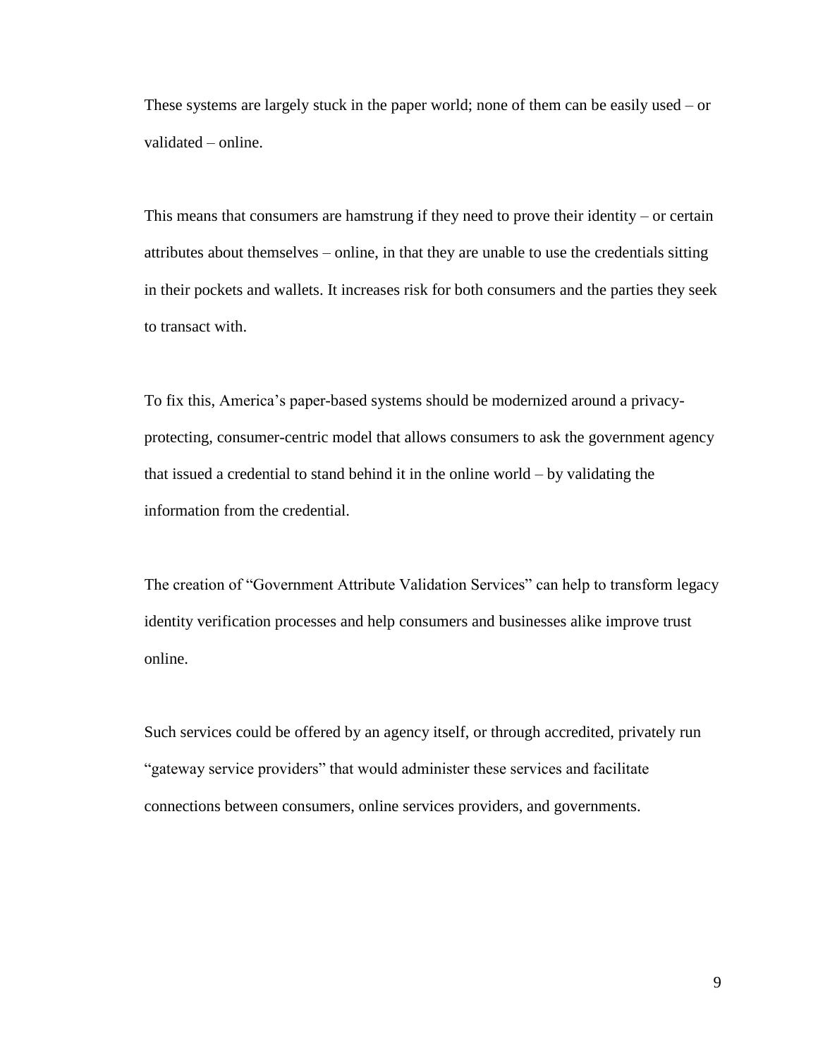These systems are largely stuck in the paper world; none of them can be easily used – or validated – online.

This means that consumers are hamstrung if they need to prove their identity – or certain attributes about themselves – online, in that they are unable to use the credentials sitting in their pockets and wallets. It increases risk for both consumers and the parties they seek to transact with.

To fix this, America's paper-based systems should be modernized around a privacy-protecting, consumer-centric model that allows consumers to ask the government agency that issued a credential to stand behind it in the online world – by validating the information from the credential.

The creation of "Government Attribute Validation Services" can help to transform legacy identity verification processes and help consumers and businesses alike improve trust online.

Such services could be offered by an agency itself, or through accredited, privately run "gateway service providers" that would administer these services and facilitate connections between consumers, online services providers, and governments.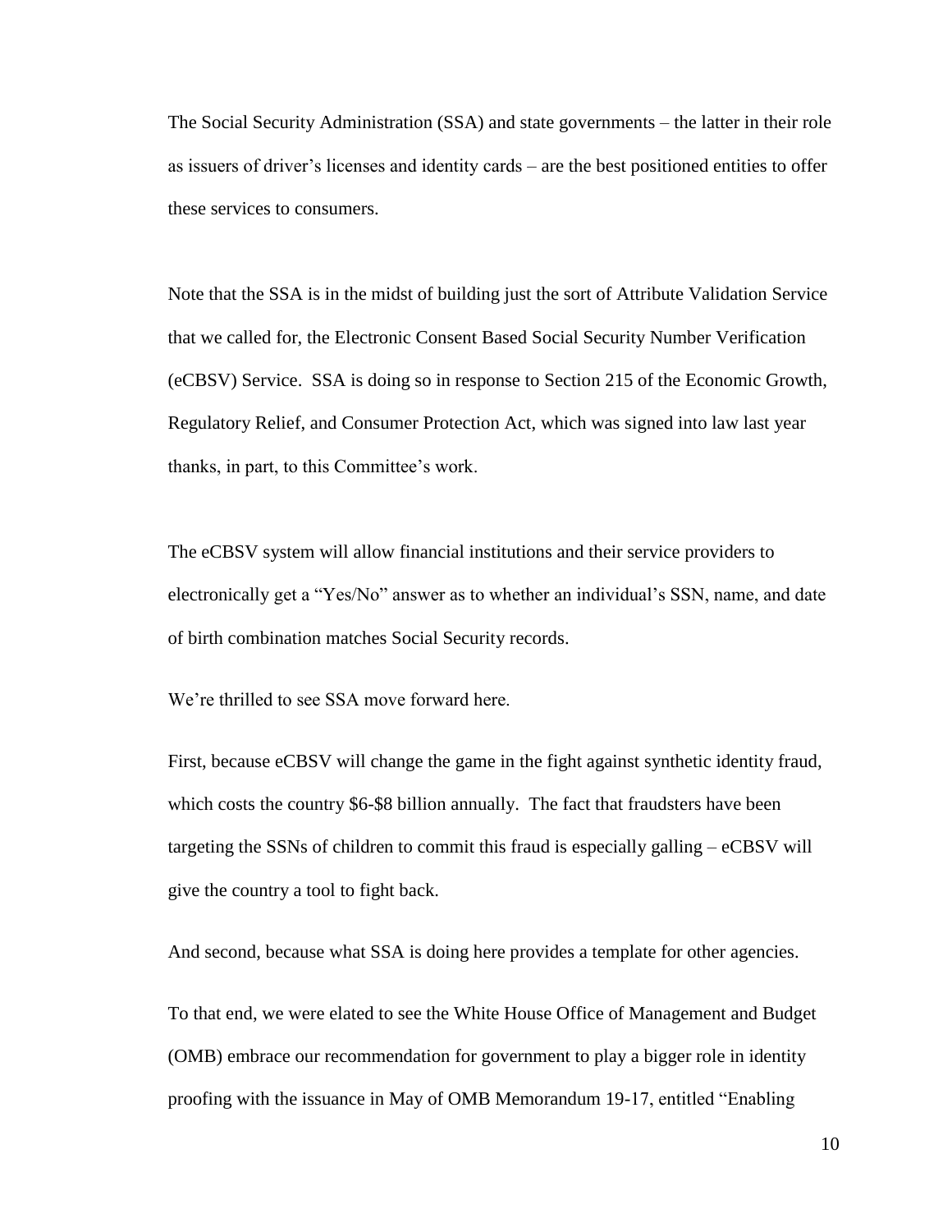The Social Security Administration (SSA) and state governments – the latter in their role as issuers of driver's licenses and identity cards – are the best positioned entities to offer these services to consumers.

Note that the SSA is in the midst of building just the sort of Attribute Validation Service that we called for, the Electronic Consent Based Social Security Number Verification (eCBSV) Service. SSA is doing so in response to Section 215 of the Economic Growth, Regulatory Relief, and Consumer Protection Act, which was signed into law last year thanks, in part, to this Committee's work.

The eCBSV system will allow financial institutions and their service providers to electronically get a "Yes/No" answer as to whether an individual's SSN, name, and date of birth combination matches Social Security records.

We're thrilled to see SSA move forward here.

First, because eCBSV will change the game in the fight against synthetic identity fraud, which costs the country $6-$8 billion annually. The fact that fraudsters have been targeting the SSNs of children to commit this fraud is especially galling – eCBSV will give the country a tool to fight back.

And second, because what SSA is doing here provides a template for other agencies.

To that end, we were elated to see the White House Office of Management and Budget (OMB) embrace our recommendation for government to play a bigger role in identity proofing with the issuance in May of OMB Memorandum 19-17, entitled "Enabling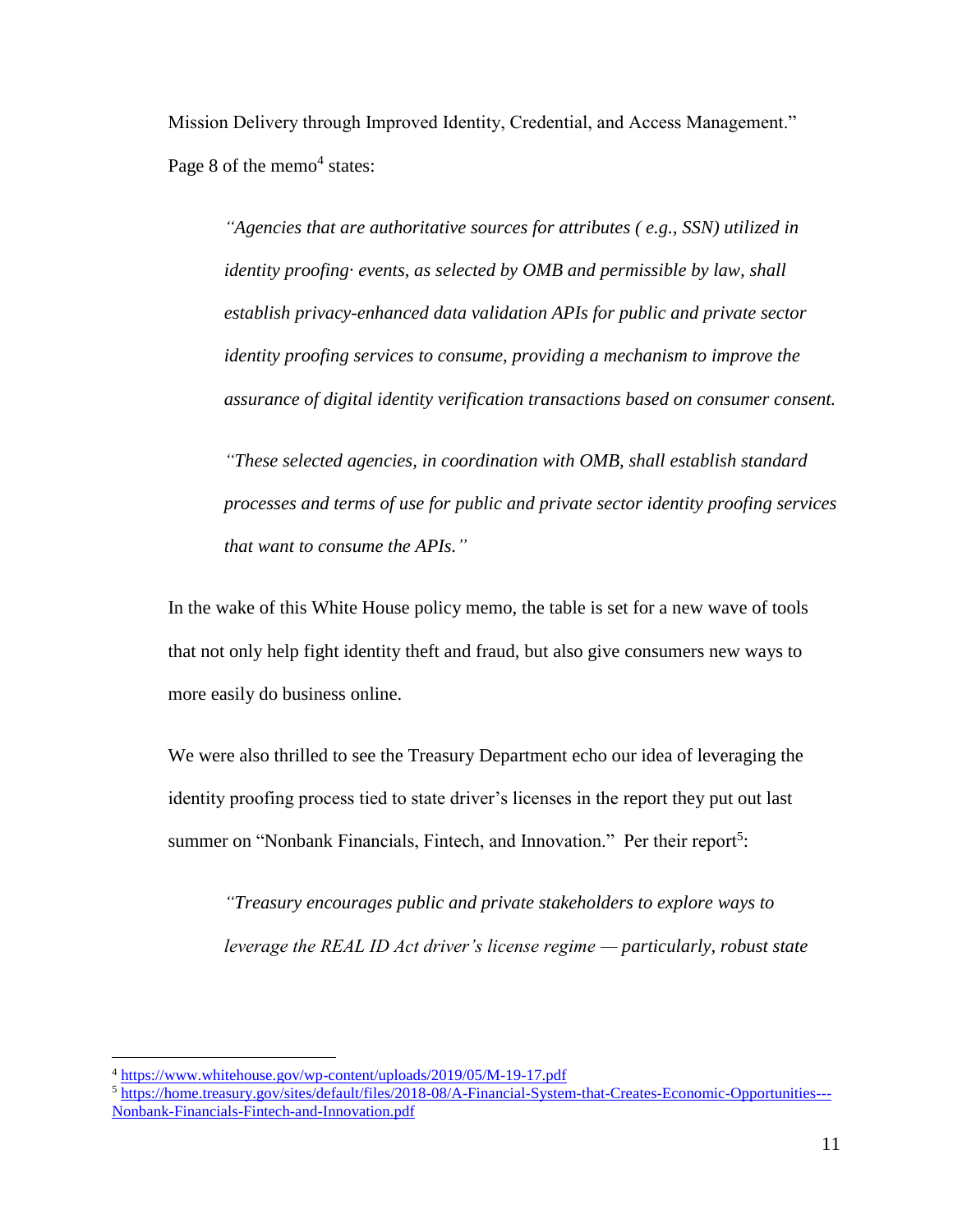Mission Delivery through Improved Identity, Credential, and Access Management." Page 8 of the memo[4] states:

> *"Agencies that are authoritative sources for attributes ( e.g., SSN) utilized in identity proofing· events, as selected by OMB and permissible by law, shall establish privacy-enhanced data validation APIs for public and private sector identity proofing services to consume, providing a mechanism to improve the assurance of digital identity verification transactions based on consumer consent.*
>
> *"These selected agencies, in coordination with OMB, shall establish standard processes and terms of use for public and private sector identity proofing services that want to consume the APIs."*

In the wake of this White House policy memo, the table is set for a new wave of tools that not only help fight identity theft and fraud, but also give consumers new ways to more easily do business online.

We were also thrilled to see the Treasury Department echo our idea of leveraging the identity proofing process tied to state driver's licenses in the report they put out last summer on "Nonbank Financials, Fintech, and Innovation." Per their report[5]:

> *"Treasury encourages public and private stakeholders to explore ways to leverage the REAL ID Act driver's license regime — particularly, robust state*

---

[4] https://www.whitehouse.gov/wp-content/uploads/2019/05/M-19-17.pdf

[5] https://home.treasury.gov/sites/default/files/2018-08/A-Financial-System-that-Creates-Economic-Opportunities---Nonbank-Financials-Fintech-and-Innovation.pdf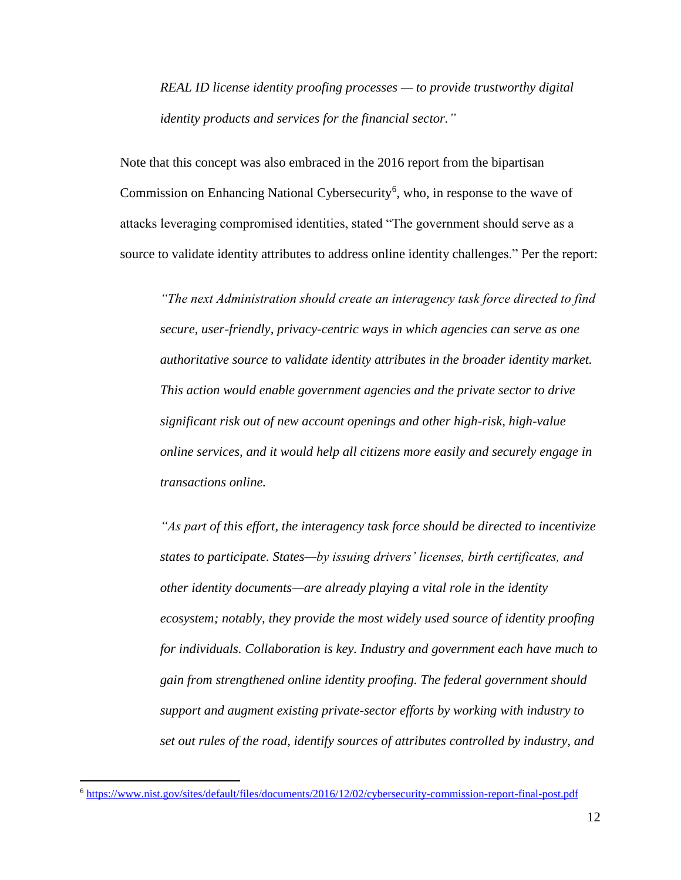*REAL ID license identity proofing processes — to provide trustworthy digital identity products and services for the financial sector."*

Note that this concept was also embraced in the 2016 report from the bipartisan Commission on Enhancing National Cybersecurity[6], who, in response to the wave of attacks leveraging compromised identities, stated "The government should serve as a source to validate identity attributes to address online identity challenges." Per the report:

> *"The next Administration should create an interagency task force directed to find secure, user-friendly, privacy-centric ways in which agencies can serve as one authoritative source to validate identity attributes in the broader identity market. This action would enable government agencies and the private sector to drive significant risk out of new account openings and other high-risk, high-value online services, and it would help all citizens more easily and securely engage in transactions online.*
>
> *"As part of this effort, the interagency task force should be directed to incentivize states to participate. States—by issuing drivers' licenses, birth certificates, and other identity documents—are already playing a vital role in the identity ecosystem; notably, they provide the most widely used source of identity proofing for individuals. Collaboration is key. Industry and government each have much to gain from strengthened online identity proofing. The federal government should support and augment existing private-sector efforts by working with industry to set out rules of the road, identify sources of attributes controlled by industry, and*

[6] https://www.nist.gov/sites/default/files/documents/2016/12/02/cybersecurity-commission-report-final-post.pdf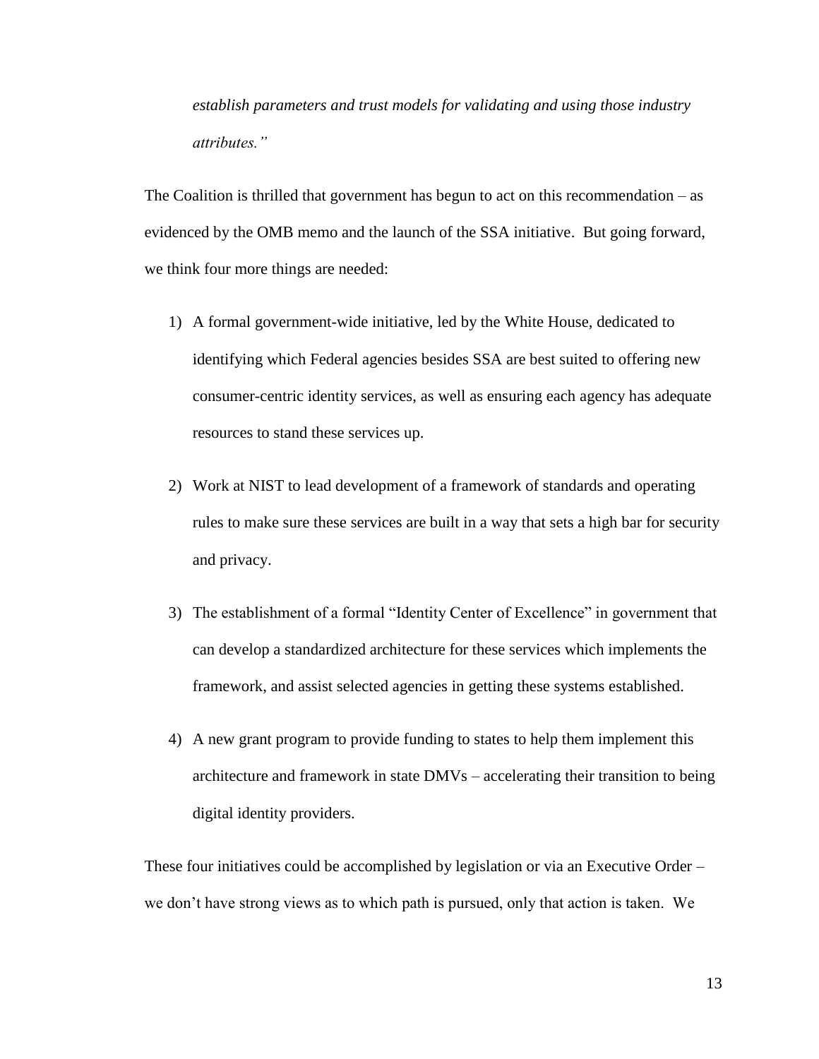*establish parameters and trust models for validating and using those industry attributes."*

The Coalition is thrilled that government has begun to act on this recommendation – as evidenced by the OMB memo and the launch of the SSA initiative. But going forward, we think four more things are needed:

1) A formal government-wide initiative, led by the White House, dedicated to identifying which Federal agencies besides SSA are best suited to offering new consumer-centric identity services, as well as ensuring each agency has adequate resources to stand these services up.

2) Work at NIST to lead development of a framework of standards and operating rules to make sure these services are built in a way that sets a high bar for security and privacy.

3) The establishment of a formal "Identity Center of Excellence" in government that can develop a standardized architecture for these services which implements the framework, and assist selected agencies in getting these systems established.

4) A new grant program to provide funding to states to help them implement this architecture and framework in state DMVs – accelerating their transition to being digital identity providers.

These four initiatives could be accomplished by legislation or via an Executive Order – we don't have strong views as to which path is pursued, only that action is taken. We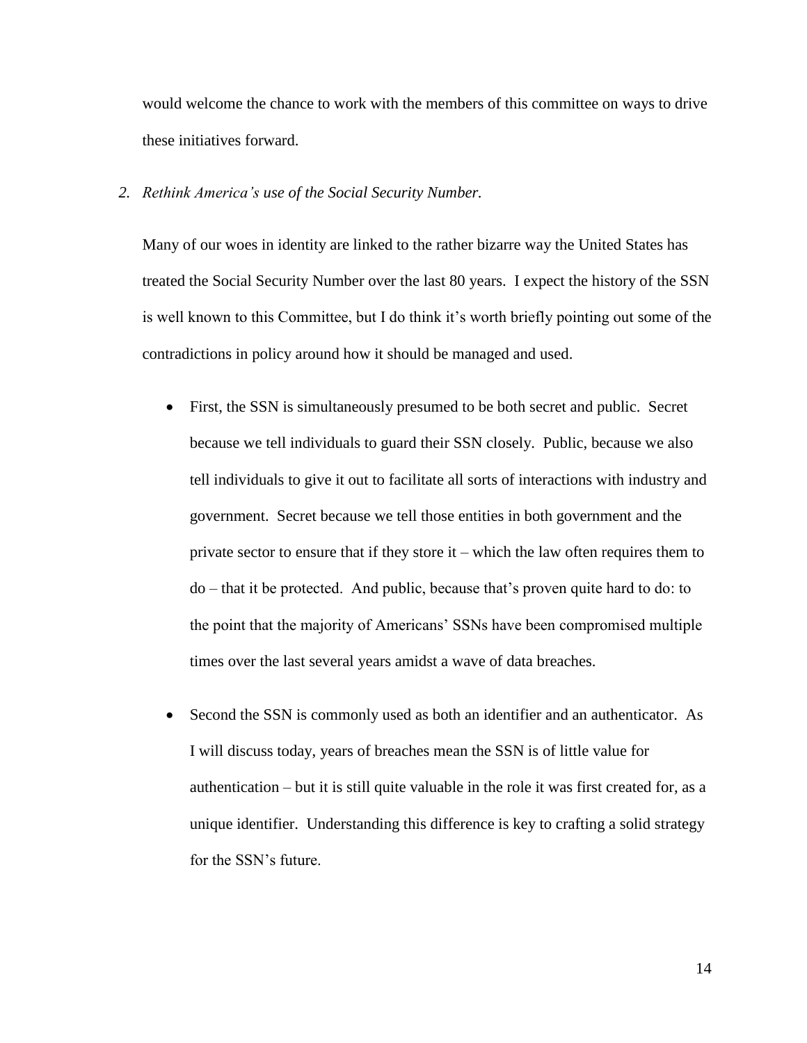would welcome the chance to work with the members of this committee on ways to drive these initiatives forward.

2. *Rethink America's use of the Social Security Number.*

Many of our woes in identity are linked to the rather bizarre way the United States has treated the Social Security Number over the last 80 years. I expect the history of the SSN is well known to this Committee, but I do think it's worth briefly pointing out some of the contradictions in policy around how it should be managed and used.

- First, the SSN is simultaneously presumed to be both secret and public. Secret because we tell individuals to guard their SSN closely. Public, because we also tell individuals to give it out to facilitate all sorts of interactions with industry and government. Secret because we tell those entities in both government and the private sector to ensure that if they store it – which the law often requires them to do – that it be protected. And public, because that's proven quite hard to do: to the point that the majority of Americans' SSNs have been compromised multiple times over the last several years amidst a wave of data breaches.

- Second the SSN is commonly used as both an identifier and an authenticator. As I will discuss today, years of breaches mean the SSN is of little value for authentication – but it is still quite valuable in the role it was first created for, as a unique identifier. Understanding this difference is key to crafting a solid strategy for the SSN's future.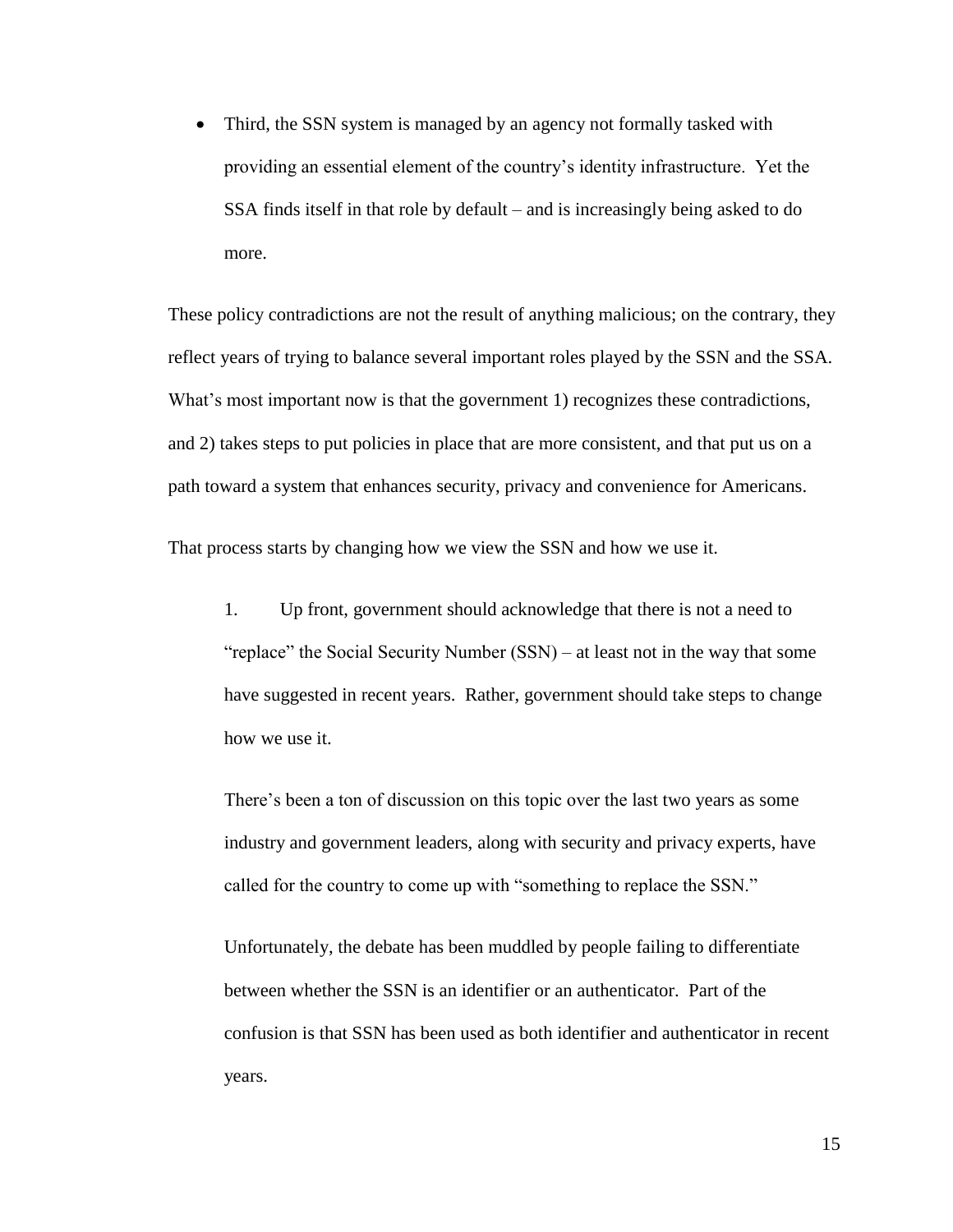- Third, the SSN system is managed by an agency not formally tasked with providing an essential element of the country's identity infrastructure. Yet the SSA finds itself in that role by default – and is increasingly being asked to do more.

These policy contradictions are not the result of anything malicious; on the contrary, they reflect years of trying to balance several important roles played by the SSN and the SSA. What's most important now is that the government 1) recognizes these contradictions, and 2) takes steps to put policies in place that are more consistent, and that put us on a path toward a system that enhances security, privacy and convenience for Americans.

That process starts by changing how we view the SSN and how we use it.

1. Up front, government should acknowledge that there is not a need to "replace" the Social Security Number (SSN) – at least not in the way that some have suggested in recent years. Rather, government should take steps to change how we use it.

   There's been a ton of discussion on this topic over the last two years as some industry and government leaders, along with security and privacy experts, have called for the country to come up with "something to replace the SSN."

   Unfortunately, the debate has been muddled by people failing to differentiate between whether the SSN is an identifier or an authenticator. Part of the confusion is that SSN has been used as both identifier and authenticator in recent years.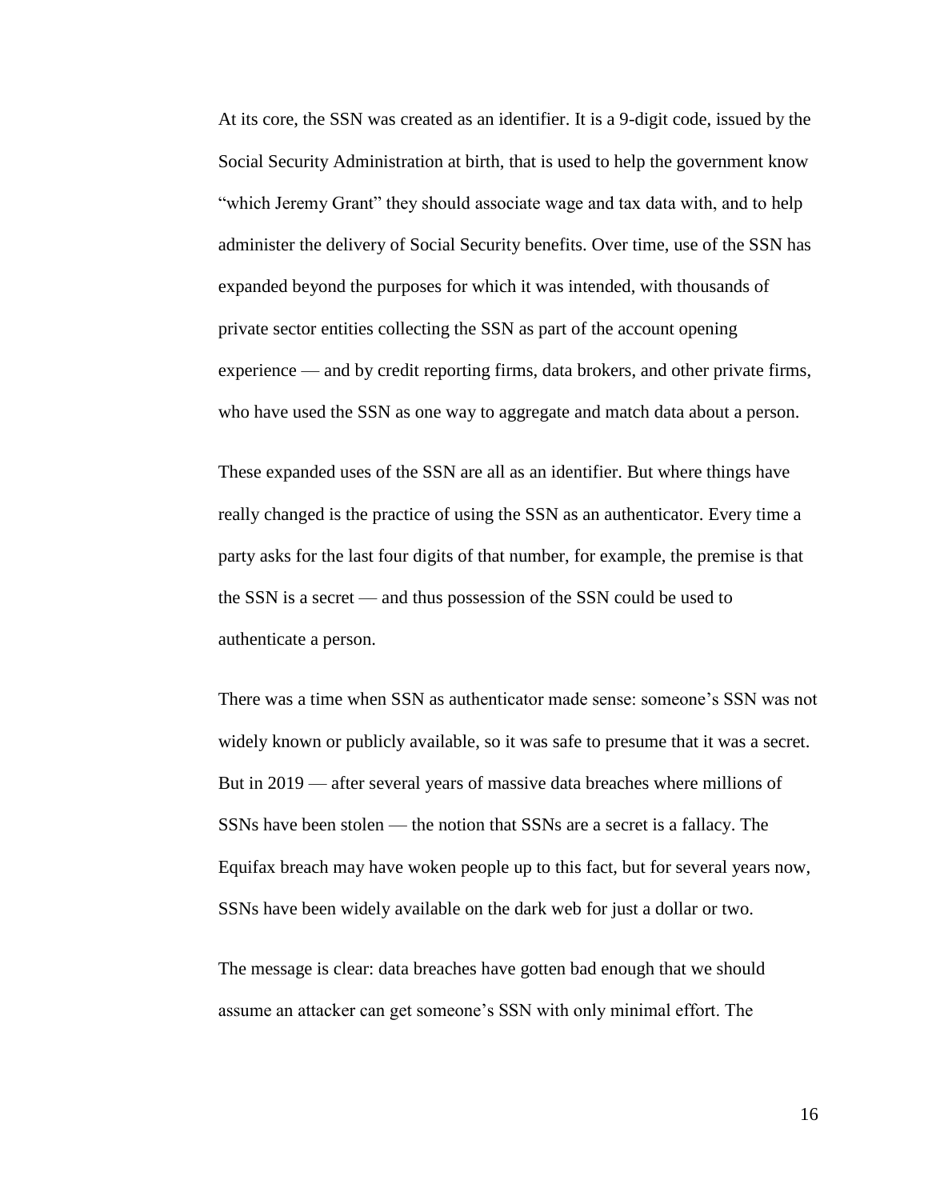At its core, the SSN was created as an identifier. It is a 9-digit code, issued by the Social Security Administration at birth, that is used to help the government know "which Jeremy Grant" they should associate wage and tax data with, and to help administer the delivery of Social Security benefits. Over time, use of the SSN has expanded beyond the purposes for which it was intended, with thousands of private sector entities collecting the SSN as part of the account opening experience — and by credit reporting firms, data brokers, and other private firms, who have used the SSN as one way to aggregate and match data about a person.

These expanded uses of the SSN are all as an identifier. But where things have really changed is the practice of using the SSN as an authenticator. Every time a party asks for the last four digits of that number, for example, the premise is that the SSN is a secret — and thus possession of the SSN could be used to authenticate a person.

There was a time when SSN as authenticator made sense: someone's SSN was not widely known or publicly available, so it was safe to presume that it was a secret. But in 2019 — after several years of massive data breaches where millions of SSNs have been stolen — the notion that SSNs are a secret is a fallacy. The Equifax breach may have woken people up to this fact, but for several years now, SSNs have been widely available on the dark web for just a dollar or two.

The message is clear: data breaches have gotten bad enough that we should assume an attacker can get someone's SSN with only minimal effort. The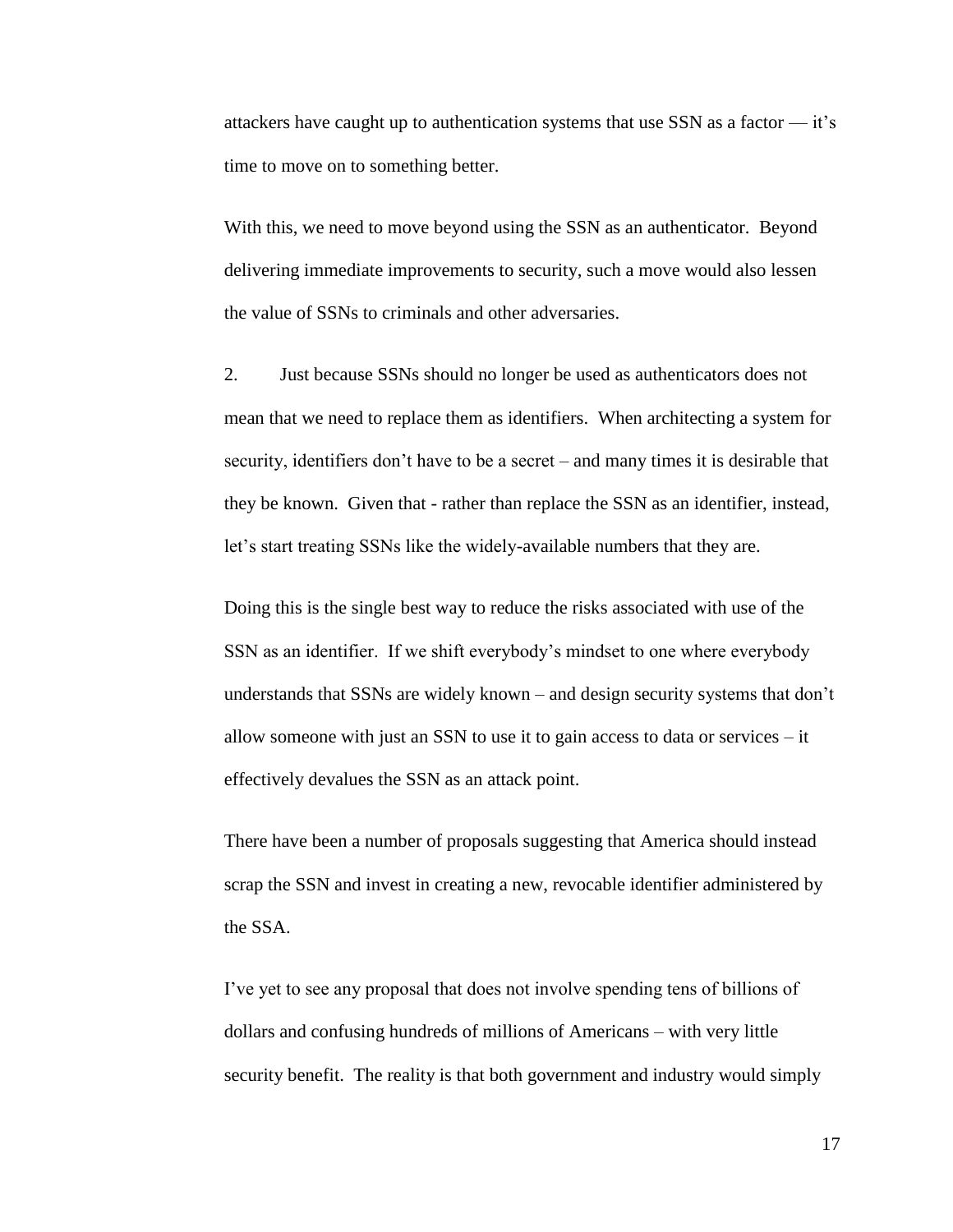attackers have caught up to authentication systems that use SSN as a factor — it's time to move on to something better.

With this, we need to move beyond using the SSN as an authenticator. Beyond delivering immediate improvements to security, such a move would also lessen the value of SSNs to criminals and other adversaries.

2. Just because SSNs should no longer be used as authenticators does not mean that we need to replace them as identifiers. When architecting a system for security, identifiers don't have to be a secret – and many times it is desirable that they be known. Given that - rather than replace the SSN as an identifier, instead, let's start treating SSNs like the widely-available numbers that they are.

Doing this is the single best way to reduce the risks associated with use of the SSN as an identifier. If we shift everybody's mindset to one where everybody understands that SSNs are widely known – and design security systems that don't allow someone with just an SSN to use it to gain access to data or services – it effectively devalues the SSN as an attack point.

There have been a number of proposals suggesting that America should instead scrap the SSN and invest in creating a new, revocable identifier administered by the SSA.

I've yet to see any proposal that does not involve spending tens of billions of dollars and confusing hundreds of millions of Americans – with very little security benefit. The reality is that both government and industry would simply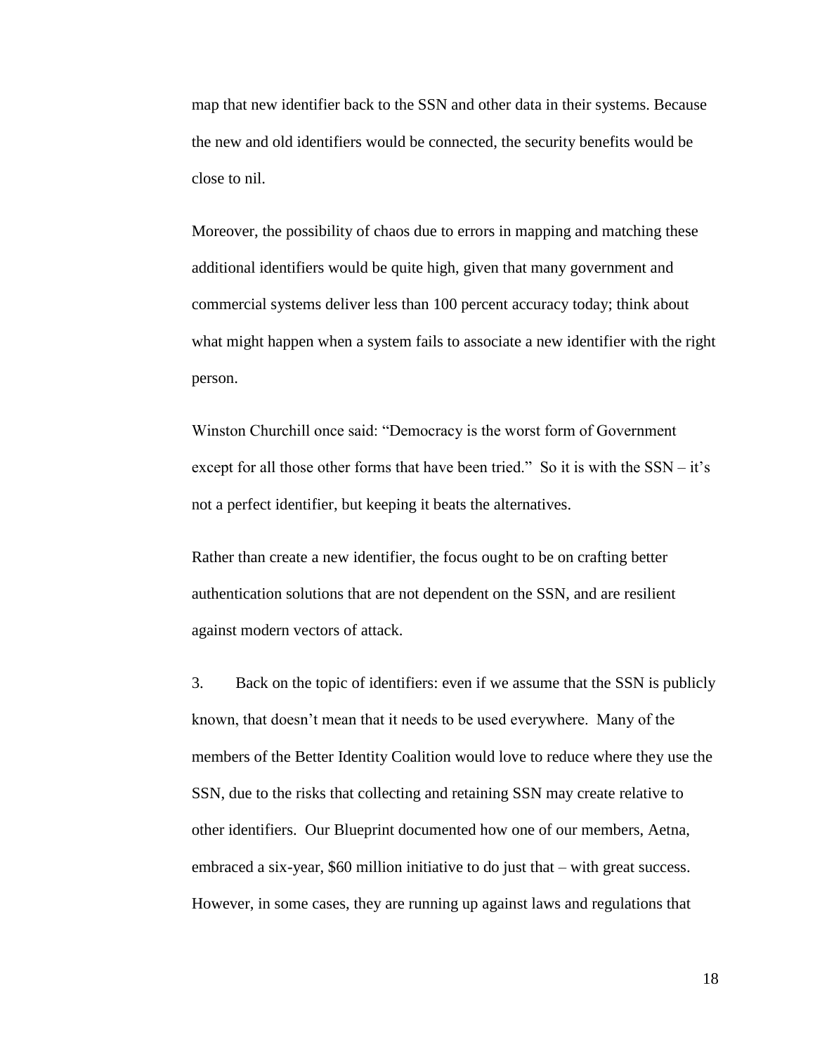map that new identifier back to the SSN and other data in their systems. Because the new and old identifiers would be connected, the security benefits would be close to nil.

Moreover, the possibility of chaos due to errors in mapping and matching these additional identifiers would be quite high, given that many government and commercial systems deliver less than 100 percent accuracy today; think about what might happen when a system fails to associate a new identifier with the right person.

Winston Churchill once said: "Democracy is the worst form of Government except for all those other forms that have been tried." So it is with the SSN – it's not a perfect identifier, but keeping it beats the alternatives.

Rather than create a new identifier, the focus ought to be on crafting better authentication solutions that are not dependent on the SSN, and are resilient against modern vectors of attack.

3. Back on the topic of identifiers: even if we assume that the SSN is publicly known, that doesn't mean that it needs to be used everywhere. Many of the members of the Better Identity Coalition would love to reduce where they use the SSN, due to the risks that collecting and retaining SSN may create relative to other identifiers. Our Blueprint documented how one of our members, Aetna, embraced a six-year, $60 million initiative to do just that – with great success. However, in some cases, they are running up against laws and regulations that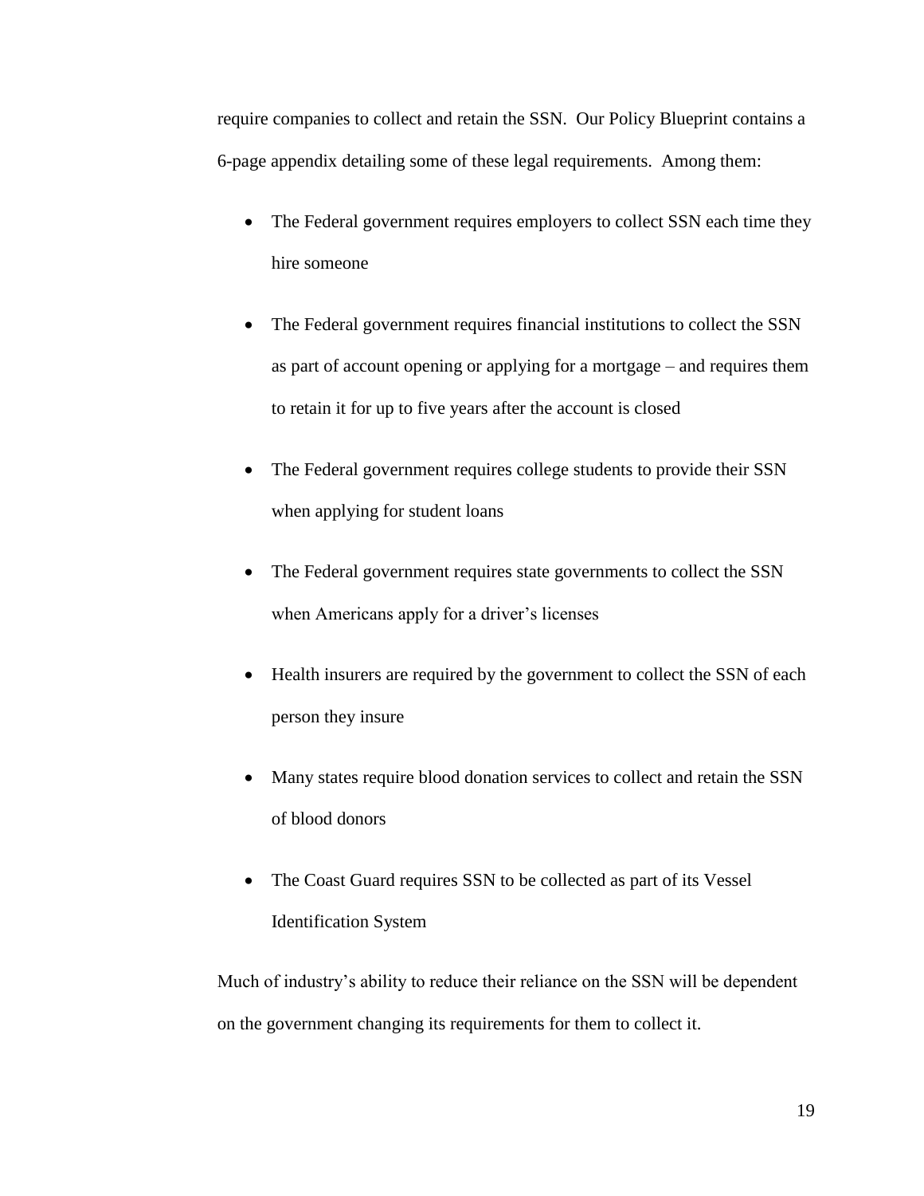require companies to collect and retain the SSN. Our Policy Blueprint contains a 6-page appendix detailing some of these legal requirements. Among them:

- The Federal government requires employers to collect SSN each time they hire someone
- The Federal government requires financial institutions to collect the SSN as part of account opening or applying for a mortgage – and requires them to retain it for up to five years after the account is closed
- The Federal government requires college students to provide their SSN when applying for student loans
- The Federal government requires state governments to collect the SSN when Americans apply for a driver's licenses
- Health insurers are required by the government to collect the SSN of each person they insure
- Many states require blood donation services to collect and retain the SSN of blood donors
- The Coast Guard requires SSN to be collected as part of its Vessel Identification System

Much of industry's ability to reduce their reliance on the SSN will be dependent on the government changing its requirements for them to collect it.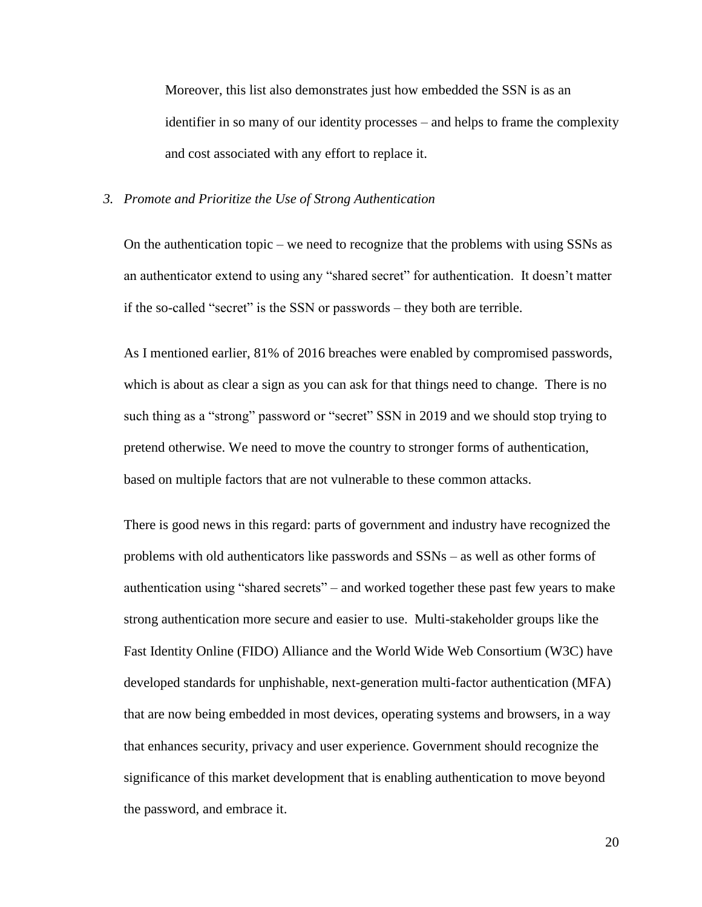Moreover, this list also demonstrates just how embedded the SSN is as an identifier in so many of our identity processes – and helps to frame the complexity and cost associated with any effort to replace it.

*3. Promote and Prioritize the Use of Strong Authentication*

On the authentication topic – we need to recognize that the problems with using SSNs as an authenticator extend to using any "shared secret" for authentication. It doesn't matter if the so-called "secret" is the SSN or passwords – they both are terrible.

As I mentioned earlier, 81% of 2016 breaches were enabled by compromised passwords, which is about as clear a sign as you can ask for that things need to change. There is no such thing as a "strong" password or "secret" SSN in 2019 and we should stop trying to pretend otherwise. We need to move the country to stronger forms of authentication, based on multiple factors that are not vulnerable to these common attacks.

There is good news in this regard: parts of government and industry have recognized the problems with old authenticators like passwords and SSNs – as well as other forms of authentication using "shared secrets" – and worked together these past few years to make strong authentication more secure and easier to use. Multi-stakeholder groups like the Fast Identity Online (FIDO) Alliance and the World Wide Web Consortium (W3C) have developed standards for unphishable, next-generation multi-factor authentication (MFA) that are now being embedded in most devices, operating systems and browsers, in a way that enhances security, privacy and user experience. Government should recognize the significance of this market development that is enabling authentication to move beyond the password, and embrace it.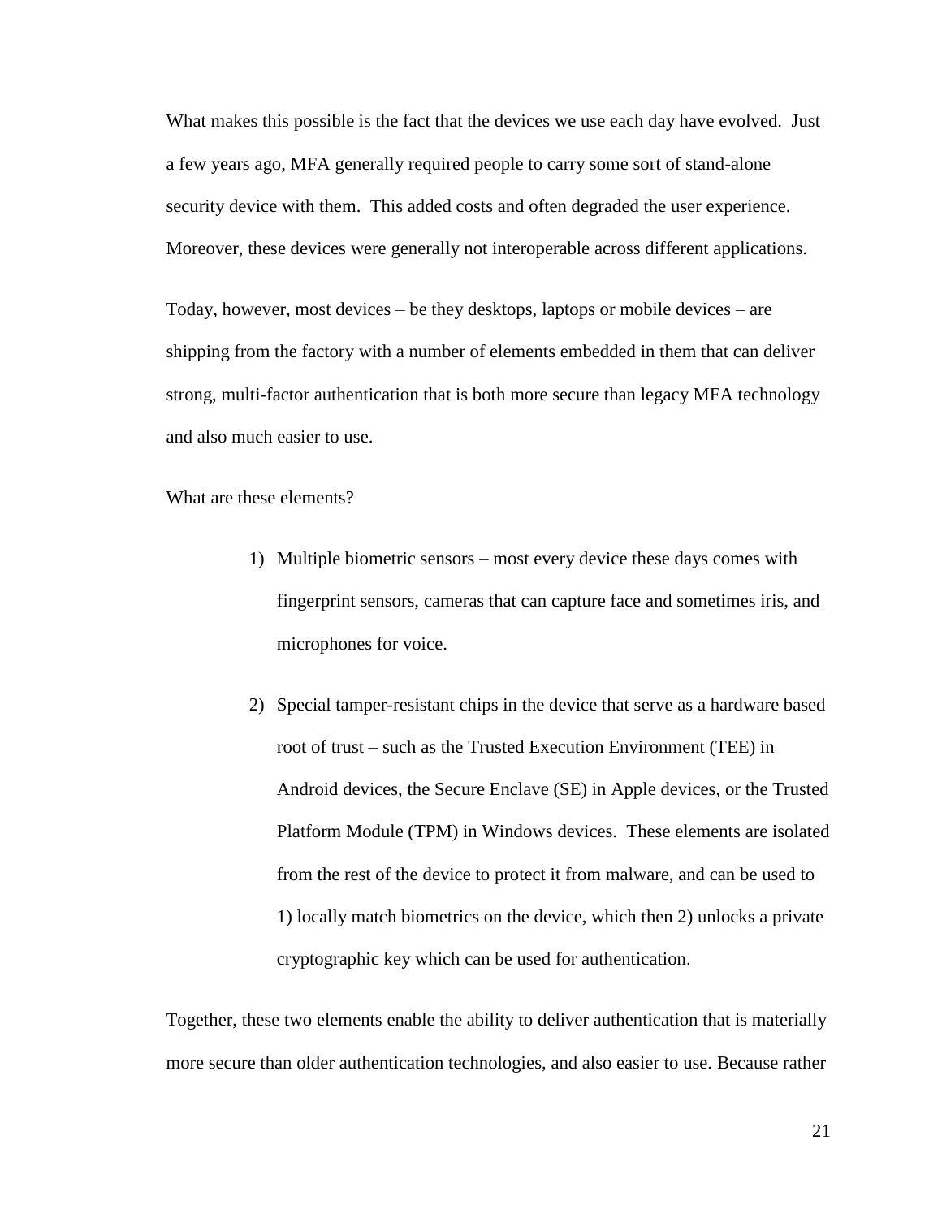What makes this possible is the fact that the devices we use each day have evolved. Just a few years ago, MFA generally required people to carry some sort of stand-alone security device with them. This added costs and often degraded the user experience. Moreover, these devices were generally not interoperable across different applications.

Today, however, most devices – be they desktops, laptops or mobile devices – are shipping from the factory with a number of elements embedded in them that can deliver strong, multi-factor authentication that is both more secure than legacy MFA technology and also much easier to use.

What are these elements?

1) Multiple biometric sensors – most every device these days comes with fingerprint sensors, cameras that can capture face and sometimes iris, and microphones for voice.

2) Special tamper-resistant chips in the device that serve as a hardware based root of trust – such as the Trusted Execution Environment (TEE) in Android devices, the Secure Enclave (SE) in Apple devices, or the Trusted Platform Module (TPM) in Windows devices. These elements are isolated from the rest of the device to protect it from malware, and can be used to 1) locally match biometrics on the device, which then 2) unlocks a private cryptographic key which can be used for authentication.

Together, these two elements enable the ability to deliver authentication that is materially more secure than older authentication technologies, and also easier to use. Because rather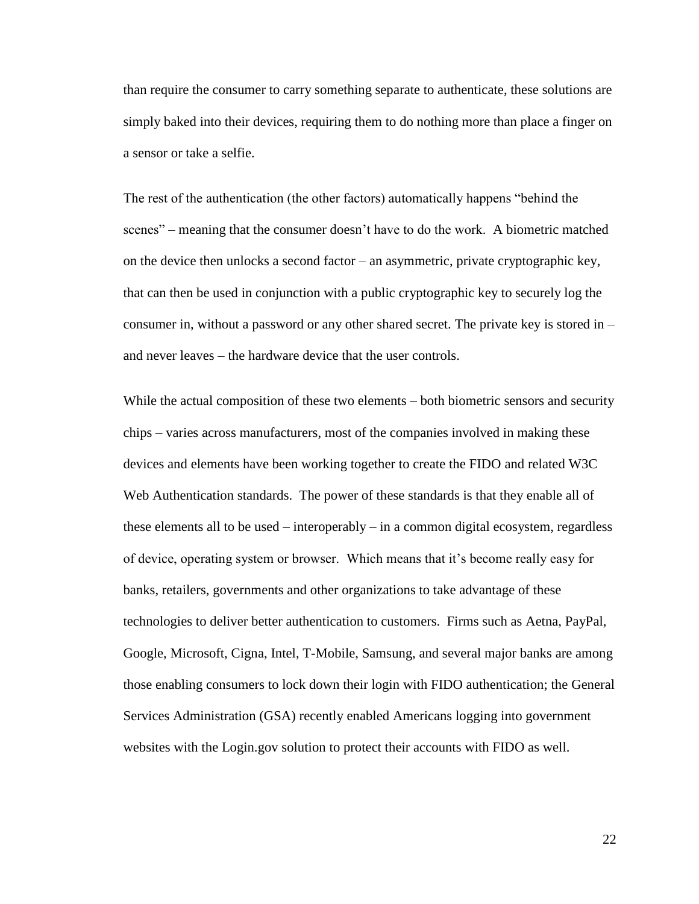than require the consumer to carry something separate to authenticate, these solutions are simply baked into their devices, requiring them to do nothing more than place a finger on a sensor or take a selfie.

The rest of the authentication (the other factors) automatically happens "behind the scenes" – meaning that the consumer doesn't have to do the work. A biometric matched on the device then unlocks a second factor – an asymmetric, private cryptographic key, that can then be used in conjunction with a public cryptographic key to securely log the consumer in, without a password or any other shared secret. The private key is stored in – and never leaves – the hardware device that the user controls.

While the actual composition of these two elements – both biometric sensors and security chips – varies across manufacturers, most of the companies involved in making these devices and elements have been working together to create the FIDO and related W3C Web Authentication standards. The power of these standards is that they enable all of these elements all to be used – interoperably – in a common digital ecosystem, regardless of device, operating system or browser. Which means that it's become really easy for banks, retailers, governments and other organizations to take advantage of these technologies to deliver better authentication to customers. Firms such as Aetna, PayPal, Google, Microsoft, Cigna, Intel, T-Mobile, Samsung, and several major banks are among those enabling consumers to lock down their login with FIDO authentication; the General Services Administration (GSA) recently enabled Americans logging into government websites with the Login.gov solution to protect their accounts with FIDO as well.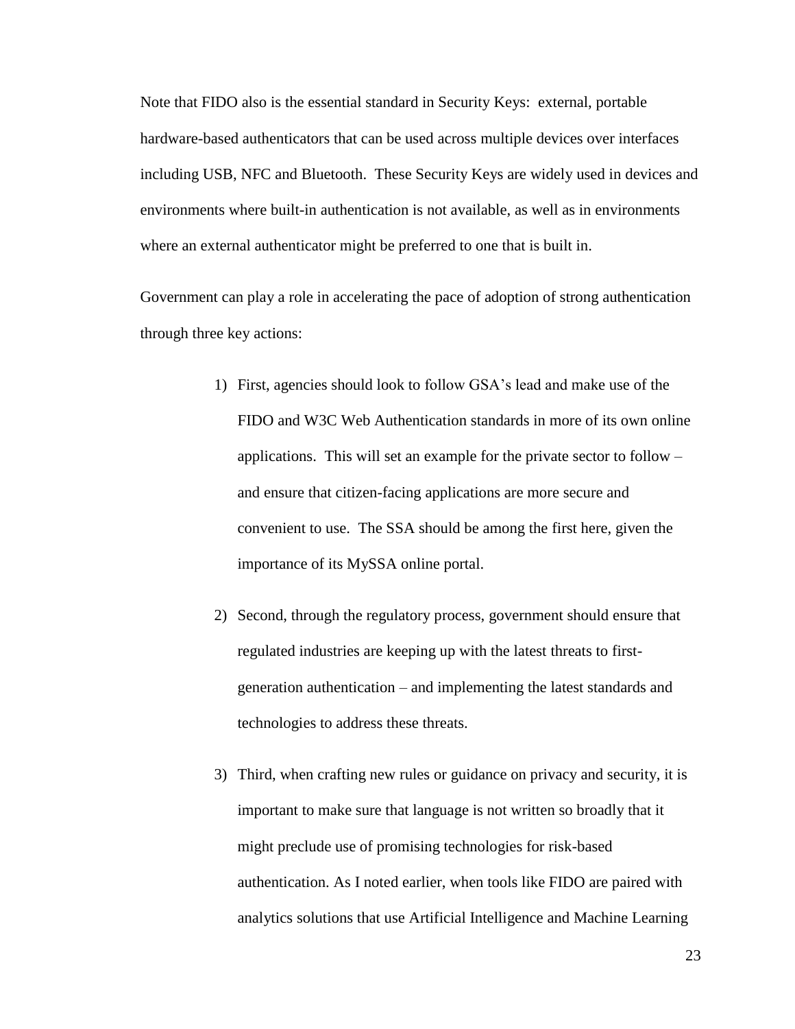Note that FIDO also is the essential standard in Security Keys: external, portable hardware-based authenticators that can be used across multiple devices over interfaces including USB, NFC and Bluetooth. These Security Keys are widely used in devices and environments where built-in authentication is not available, as well as in environments where an external authenticator might be preferred to one that is built in.

Government can play a role in accelerating the pace of adoption of strong authentication through three key actions:

1) First, agencies should look to follow GSA's lead and make use of the FIDO and W3C Web Authentication standards in more of its own online applications. This will set an example for the private sector to follow – and ensure that citizen-facing applications are more secure and convenient to use. The SSA should be among the first here, given the importance of its MySSA online portal.

2) Second, through the regulatory process, government should ensure that regulated industries are keeping up with the latest threats to first-generation authentication – and implementing the latest standards and technologies to address these threats.

3) Third, when crafting new rules or guidance on privacy and security, it is important to make sure that language is not written so broadly that it might preclude use of promising technologies for risk-based authentication. As I noted earlier, when tools like FIDO are paired with analytics solutions that use Artificial Intelligence and Machine Learning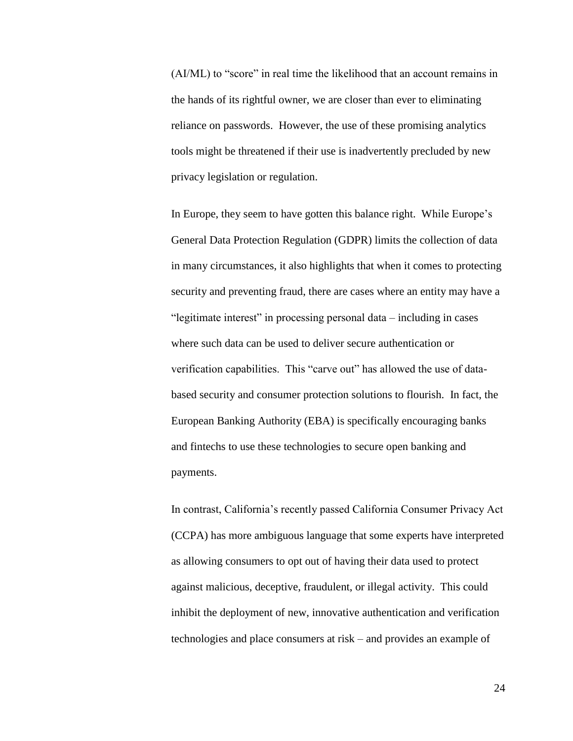(AI/ML) to "score" in real time the likelihood that an account remains in the hands of its rightful owner, we are closer than ever to eliminating reliance on passwords. However, the use of these promising analytics tools might be threatened if their use is inadvertently precluded by new privacy legislation or regulation.

In Europe, they seem to have gotten this balance right. While Europe's General Data Protection Regulation (GDPR) limits the collection of data in many circumstances, it also highlights that when it comes to protecting security and preventing fraud, there are cases where an entity may have a "legitimate interest" in processing personal data – including in cases where such data can be used to deliver secure authentication or verification capabilities. This "carve out" has allowed the use of data-based security and consumer protection solutions to flourish. In fact, the European Banking Authority (EBA) is specifically encouraging banks and fintechs to use these technologies to secure open banking and payments.

In contrast, California's recently passed California Consumer Privacy Act (CCPA) has more ambiguous language that some experts have interpreted as allowing consumers to opt out of having their data used to protect against malicious, deceptive, fraudulent, or illegal activity. This could inhibit the deployment of new, innovative authentication and verification technologies and place consumers at risk – and provides an example of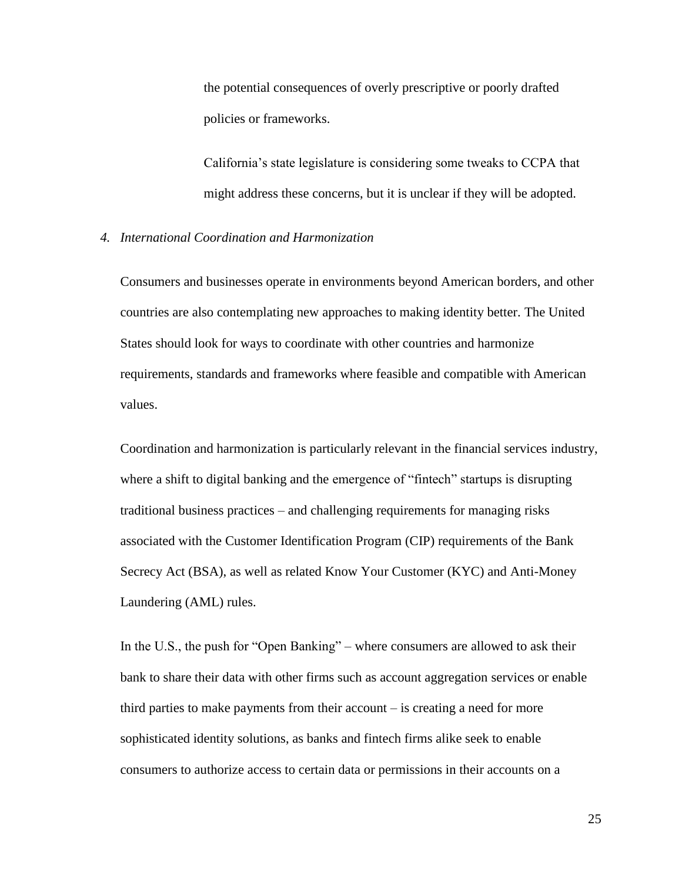the potential consequences of overly prescriptive or poorly drafted policies or frameworks.

California's state legislature is considering some tweaks to CCPA that might address these concerns, but it is unclear if they will be adopted.

### *4. International Coordination and Harmonization*

Consumers and businesses operate in environments beyond American borders, and other countries are also contemplating new approaches to making identity better. The United States should look for ways to coordinate with other countries and harmonize requirements, standards and frameworks where feasible and compatible with American values.

Coordination and harmonization is particularly relevant in the financial services industry, where a shift to digital banking and the emergence of "fintech" startups is disrupting traditional business practices – and challenging requirements for managing risks associated with the Customer Identification Program (CIP) requirements of the Bank Secrecy Act (BSA), as well as related Know Your Customer (KYC) and Anti-Money Laundering (AML) rules.

In the U.S., the push for "Open Banking" – where consumers are allowed to ask their bank to share their data with other firms such as account aggregation services or enable third parties to make payments from their account – is creating a need for more sophisticated identity solutions, as banks and fintech firms alike seek to enable consumers to authorize access to certain data or permissions in their accounts on a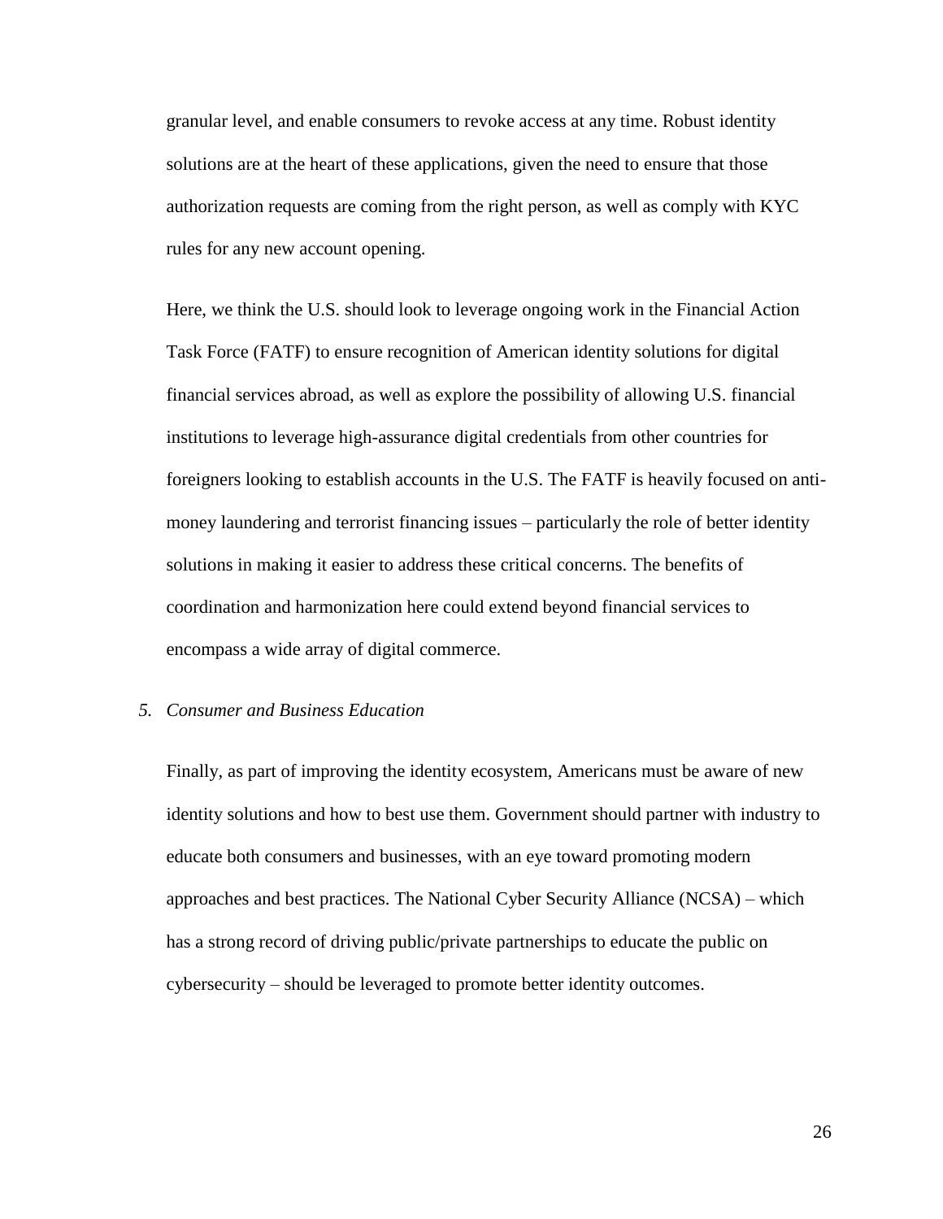granular level, and enable consumers to revoke access at any time. Robust identity solutions are at the heart of these applications, given the need to ensure that those authorization requests are coming from the right person, as well as comply with KYC rules for any new account opening.

Here, we think the U.S. should look to leverage ongoing work in the Financial Action Task Force (FATF) to ensure recognition of American identity solutions for digital financial services abroad, as well as explore the possibility of allowing U.S. financial institutions to leverage high-assurance digital credentials from other countries for foreigners looking to establish accounts in the U.S. The FATF is heavily focused on anti-money laundering and terrorist financing issues – particularly the role of better identity solutions in making it easier to address these critical concerns. The benefits of coordination and harmonization here could extend beyond financial services to encompass a wide array of digital commerce.

*5. Consumer and Business Education*

Finally, as part of improving the identity ecosystem, Americans must be aware of new identity solutions and how to best use them. Government should partner with industry to educate both consumers and businesses, with an eye toward promoting modern approaches and best practices. The National Cyber Security Alliance (NCSA) – which has a strong record of driving public/private partnerships to educate the public on cybersecurity – should be leveraged to promote better identity outcomes.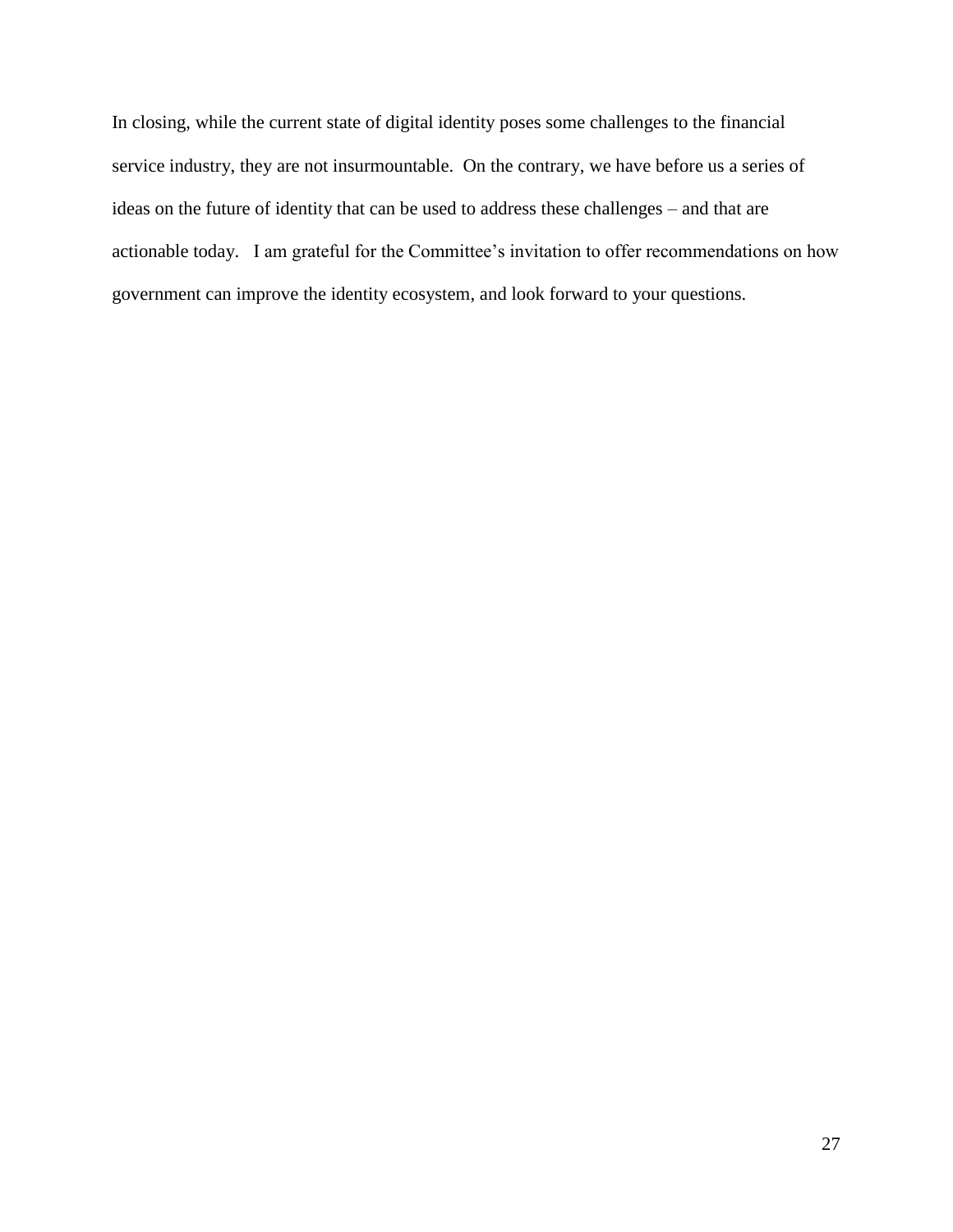In closing, while the current state of digital identity poses some challenges to the financial service industry, they are not insurmountable. On the contrary, we have before us a series of ideas on the future of identity that can be used to address these challenges – and that are actionable today. I am grateful for the Committee's invitation to offer recommendations on how government can improve the identity ecosystem, and look forward to your questions.